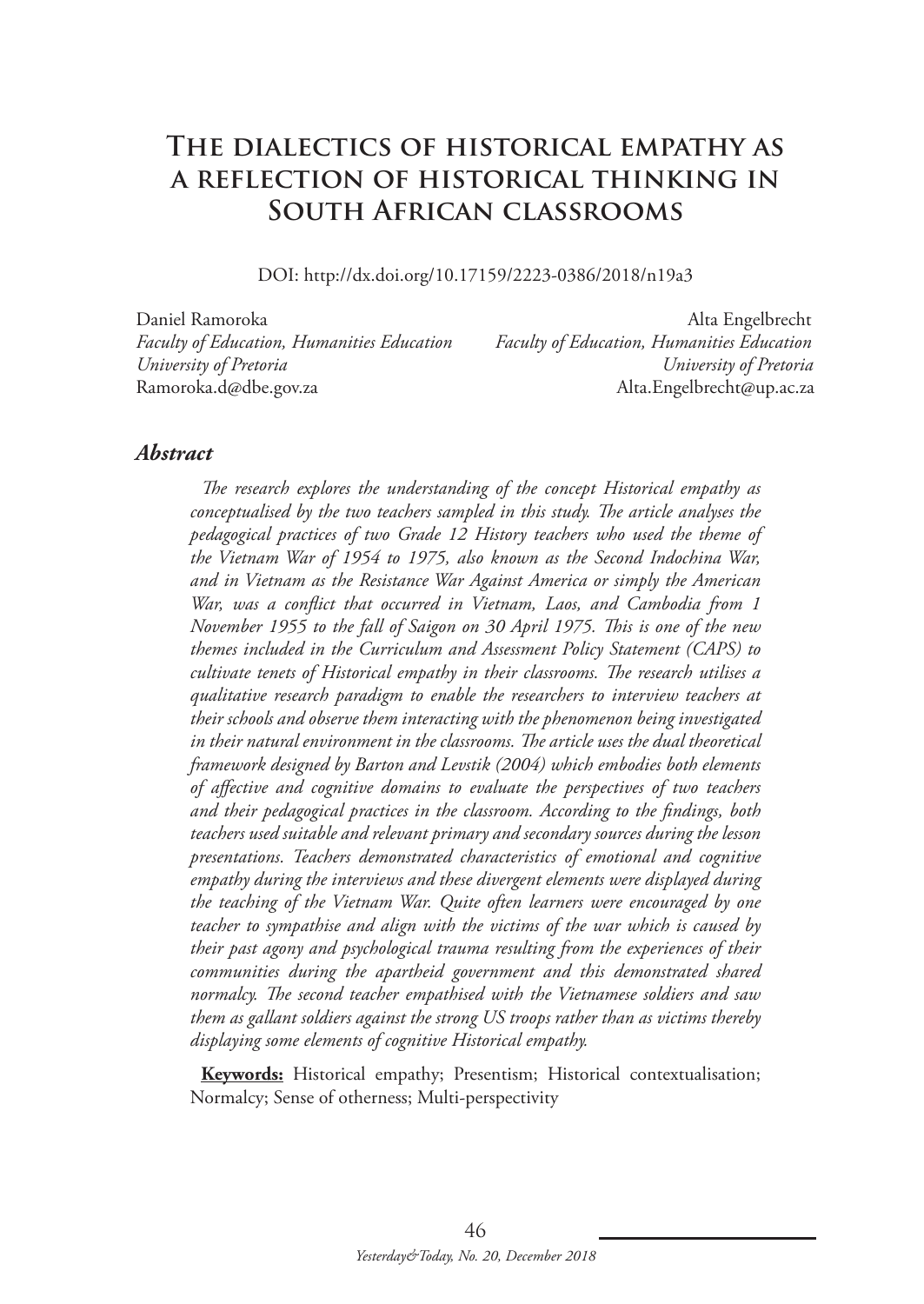# The dialectics of historical empathy as a reflection of historical thinking in South African classrooms

DOI: http://dx.doi.org/10.17159/2223-0386/2018/n19a3

Daniel Ramoroka
*Faculty of Education, Humanities Education*
*University of Pretoria*
Ramoroka.d@dbe.gov.za

Alta Engelbrecht
*Faculty of Education, Humanities Education*
*University of Pretoria*
Alta.Engelbrecht@up.ac.za

## *Abstract*

*The research explores the understanding of the concept Historical empathy as conceptualised by the two teachers sampled in this study. The article analyses the pedagogical practices of two Grade 12 History teachers who used the theme of the Vietnam War of 1954 to 1975, also known as the Second Indochina War, and in Vietnam as the Resistance War Against America or simply the American War, was a conflict that occurred in Vietnam, Laos, and Cambodia from 1 November 1955 to the fall of Saigon on 30 April 1975. This is one of the new themes included in the Curriculum and Assessment Policy Statement (CAPS) to cultivate tenets of Historical empathy in their classrooms. The research utilises a qualitative research paradigm to enable the researchers to interview teachers at their schools and observe them interacting with the phenomenon being investigated in their natural environment in the classrooms. The article uses the dual theoretical framework designed by Barton and Levstik (2004) which embodies both elements of affective and cognitive domains to evaluate the perspectives of two teachers and their pedagogical practices in the classroom. According to the findings, both teachers used suitable and relevant primary and secondary sources during the lesson presentations. Teachers demonstrated characteristics of emotional and cognitive empathy during the interviews and these divergent elements were displayed during the teaching of the Vietnam War. Quite often learners were encouraged by one teacher to sympathise and align with the victims of the war which is caused by their past agony and psychological trauma resulting from the experiences of their communities during the apartheid government and this demonstrated shared normalcy. The second teacher empathised with the Vietnamese soldiers and saw them as gallant soldiers against the strong US troops rather than as victims thereby displaying some elements of cognitive Historical empathy.*

**Keywords:** Historical empathy; Presentism; Historical contextualisation; Normalcy; Sense of otherness; Multi-perspectivity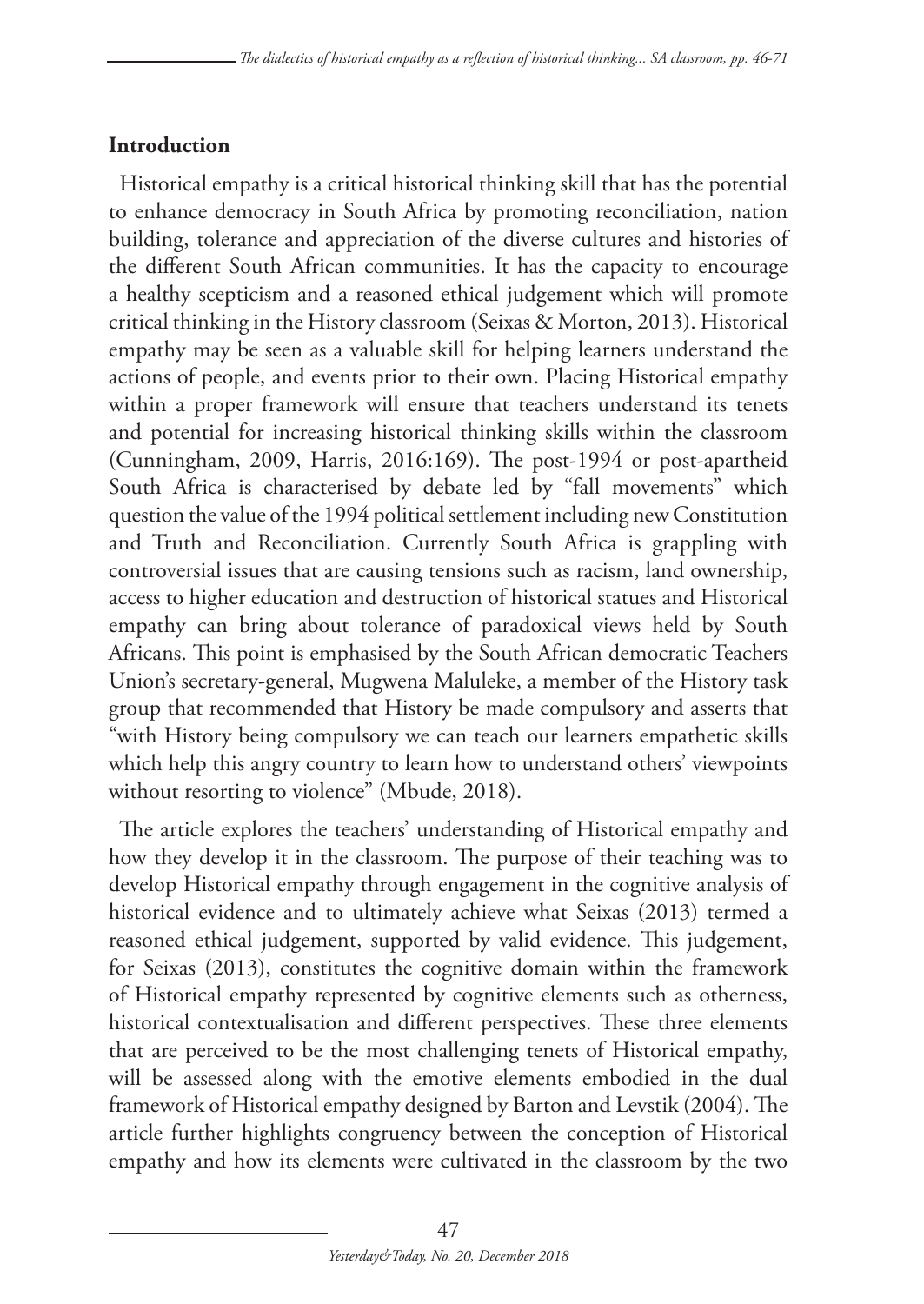## Introduction

Historical empathy is a critical historical thinking skill that has the potential to enhance democracy in South Africa by promoting reconciliation, nation building, tolerance and appreciation of the diverse cultures and histories of the different South African communities. It has the capacity to encourage a healthy scepticism and a reasoned ethical judgement which will promote critical thinking in the History classroom (Seixas & Morton, 2013). Historical empathy may be seen as a valuable skill for helping learners understand the actions of people, and events prior to their own. Placing Historical empathy within a proper framework will ensure that teachers understand its tenets and potential for increasing historical thinking skills within the classroom (Cunningham, 2009, Harris, 2016:169). The post-1994 or post-apartheid South Africa is characterised by debate led by "fall movements" which question the value of the 1994 political settlement including new Constitution and Truth and Reconciliation. Currently South Africa is grappling with controversial issues that are causing tensions such as racism, land ownership, access to higher education and destruction of historical statues and Historical empathy can bring about tolerance of paradoxical views held by South Africans. This point is emphasised by the South African democratic Teachers Union's secretary-general, Mugwena Maluleke, a member of the History task group that recommended that History be made compulsory and asserts that "with History being compulsory we can teach our learners empathetic skills which help this angry country to learn how to understand others' viewpoints without resorting to violence" (Mbude, 2018).

The article explores the teachers' understanding of Historical empathy and how they develop it in the classroom. The purpose of their teaching was to develop Historical empathy through engagement in the cognitive analysis of historical evidence and to ultimately achieve what Seixas (2013) termed a reasoned ethical judgement, supported by valid evidence. This judgement, for Seixas (2013), constitutes the cognitive domain within the framework of Historical empathy represented by cognitive elements such as otherness, historical contextualisation and different perspectives. These three elements that are perceived to be the most challenging tenets of Historical empathy, will be assessed along with the emotive elements embodied in the dual framework of Historical empathy designed by Barton and Levstik (2004). The article further highlights congruency between the conception of Historical empathy and how its elements were cultivated in the classroom by the two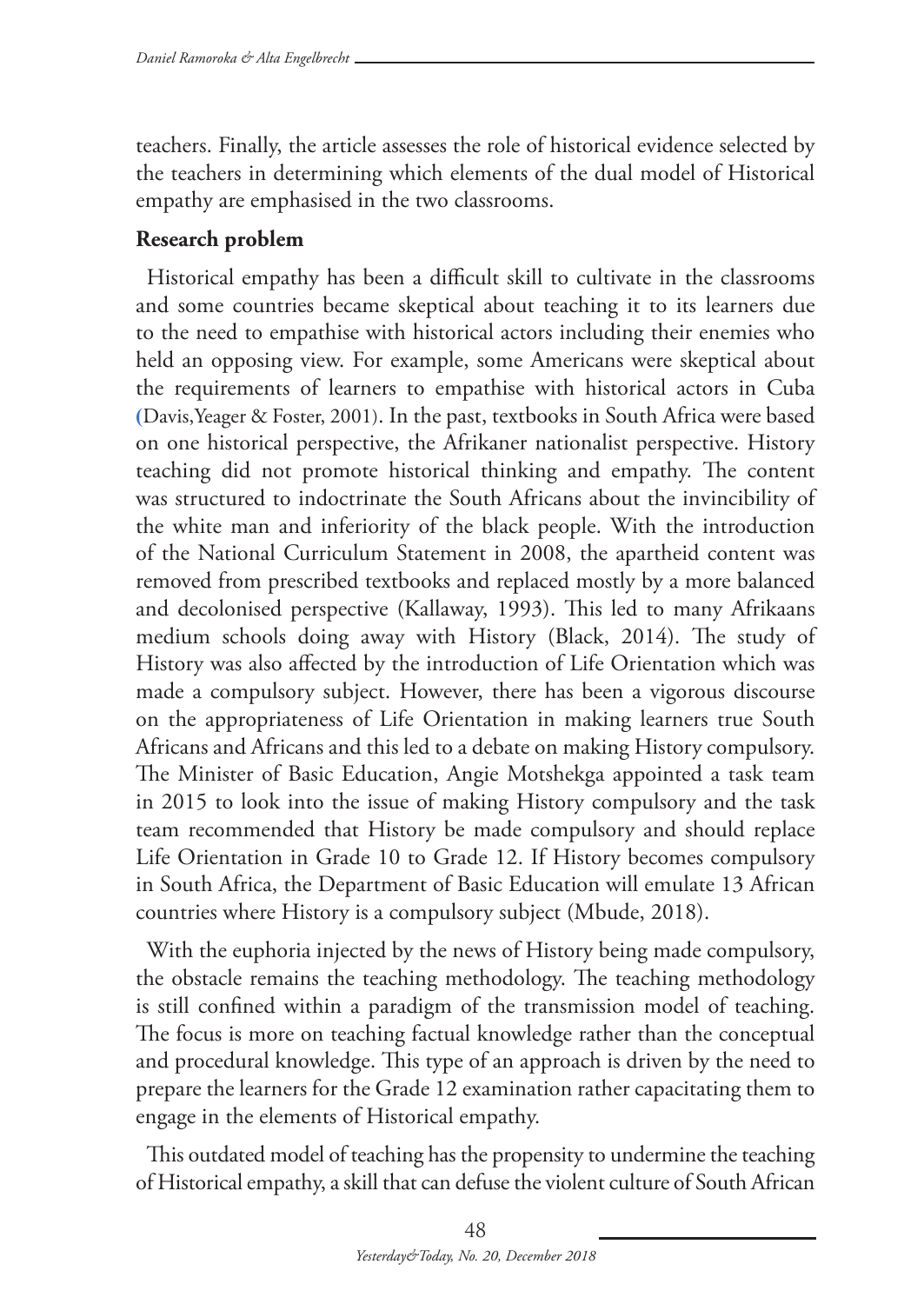teachers. Finally, the article assesses the role of historical evidence selected by the teachers in determining which elements of the dual model of Historical empathy are emphasised in the two classrooms.

## Research problem

Historical empathy has been a difficult skill to cultivate in the classrooms and some countries became skeptical about teaching it to its learners due to the need to empathise with historical actors including their enemies who held an opposing view. For example, some Americans were skeptical about the requirements of learners to empathise with historical actors in Cuba (Davis,Yeager & Foster, 2001). In the past, textbooks in South Africa were based on one historical perspective, the Afrikaner nationalist perspective. History teaching did not promote historical thinking and empathy. The content was structured to indoctrinate the South Africans about the invincibility of the white man and inferiority of the black people. With the introduction of the National Curriculum Statement in 2008, the apartheid content was removed from prescribed textbooks and replaced mostly by a more balanced and decolonised perspective (Kallaway, 1993). This led to many Afrikaans medium schools doing away with History (Black, 2014). The study of History was also affected by the introduction of Life Orientation which was made a compulsory subject. However, there has been a vigorous discourse on the appropriateness of Life Orientation in making learners true South Africans and Africans and this led to a debate on making History compulsory. The Minister of Basic Education, Angie Motshekga appointed a task team in 2015 to look into the issue of making History compulsory and the task team recommended that History be made compulsory and should replace Life Orientation in Grade 10 to Grade 12. If History becomes compulsory in South Africa, the Department of Basic Education will emulate 13 African countries where History is a compulsory subject (Mbude, 2018).

With the euphoria injected by the news of History being made compulsory, the obstacle remains the teaching methodology. The teaching methodology is still confined within a paradigm of the transmission model of teaching. The focus is more on teaching factual knowledge rather than the conceptual and procedural knowledge. This type of an approach is driven by the need to prepare the learners for the Grade 12 examination rather capacitating them to engage in the elements of Historical empathy.

This outdated model of teaching has the propensity to undermine the teaching of Historical empathy, a skill that can defuse the violent culture of South African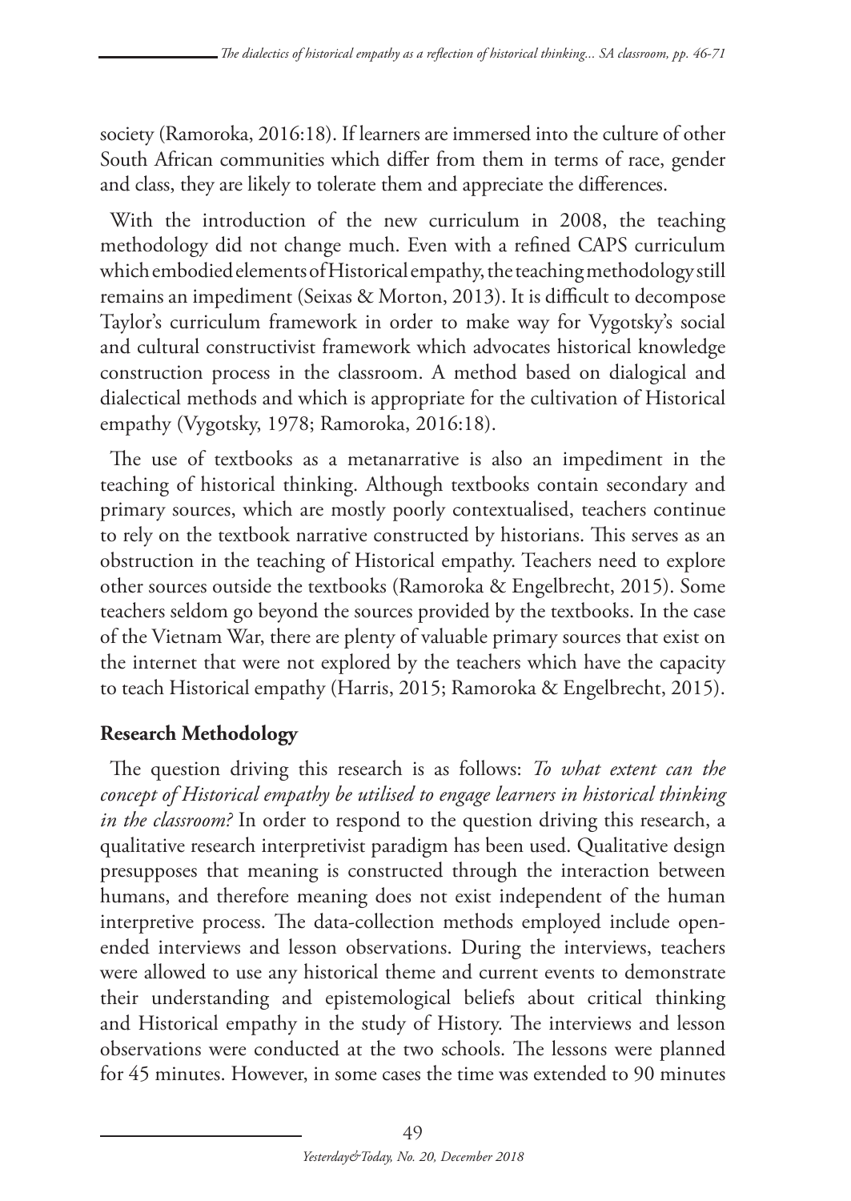society (Ramoroka, 2016:18). If learners are immersed into the culture of other South African communities which differ from them in terms of race, gender and class, they are likely to tolerate them and appreciate the differences.

With the introduction of the new curriculum in 2008, the teaching methodology did not change much. Even with a refined CAPS curriculum which embodied elements of Historical empathy, the teaching methodology still remains an impediment (Seixas & Morton, 2013). It is difficult to decompose Taylor's curriculum framework in order to make way for Vygotsky's social and cultural constructivist framework which advocates historical knowledge construction process in the classroom. A method based on dialogical and dialectical methods and which is appropriate for the cultivation of Historical empathy (Vygotsky, 1978; Ramoroka, 2016:18).

The use of textbooks as a metanarrative is also an impediment in the teaching of historical thinking. Although textbooks contain secondary and primary sources, which are mostly poorly contextualised, teachers continue to rely on the textbook narrative constructed by historians. This serves as an obstruction in the teaching of Historical empathy. Teachers need to explore other sources outside the textbooks (Ramoroka & Engelbrecht, 2015). Some teachers seldom go beyond the sources provided by the textbooks. In the case of the Vietnam War, there are plenty of valuable primary sources that exist on the internet that were not explored by the teachers which have the capacity to teach Historical empathy (Harris, 2015; Ramoroka & Engelbrecht, 2015).

## Research Methodology

The question driving this research is as follows: *To what extent can the concept of Historical empathy be utilised to engage learners in historical thinking in the classroom?* In order to respond to the question driving this research, a qualitative research interpretivist paradigm has been used. Qualitative design presupposes that meaning is constructed through the interaction between humans, and therefore meaning does not exist independent of the human interpretive process. The data-collection methods employed include open-ended interviews and lesson observations. During the interviews, teachers were allowed to use any historical theme and current events to demonstrate their understanding and epistemological beliefs about critical thinking and Historical empathy in the study of History. The interviews and lesson observations were conducted at the two schools. The lessons were planned for 45 minutes. However, in some cases the time was extended to 90 minutes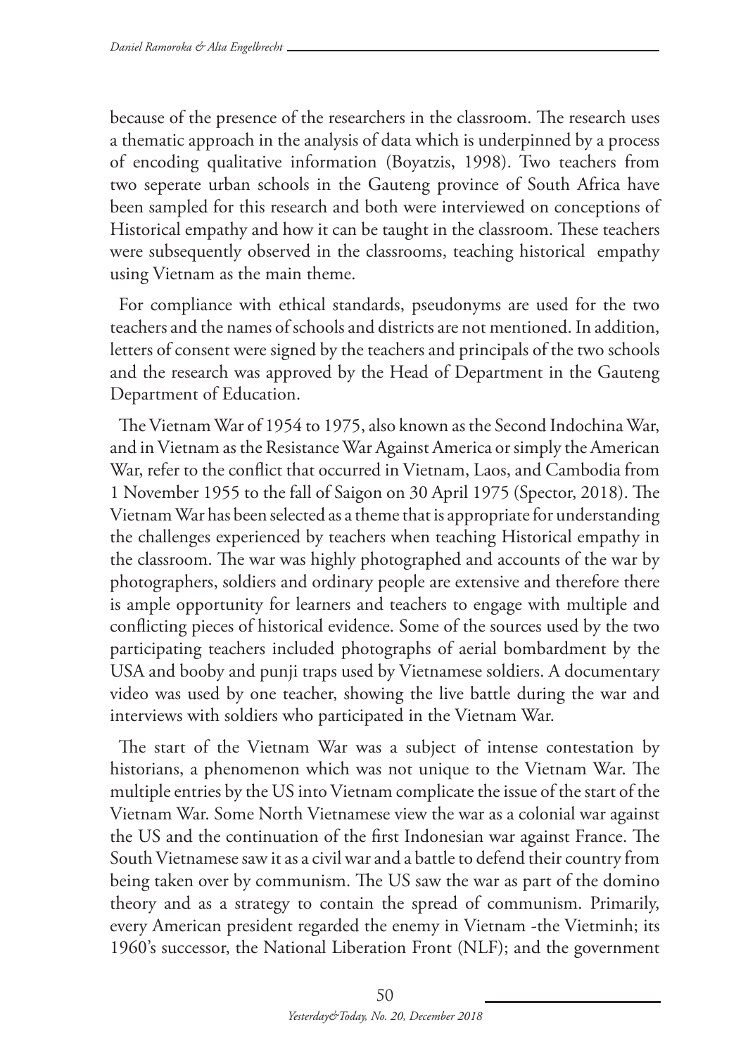because of the presence of the researchers in the classroom. The research uses a thematic approach in the analysis of data which is underpinned by a process of encoding qualitative information (Boyatzis, 1998). Two teachers from two seperate urban schools in the Gauteng province of South Africa have been sampled for this research and both were interviewed on conceptions of Historical empathy and how it can be taught in the classroom. These teachers were subsequently observed in the classrooms, teaching historical empathy using Vietnam as the main theme.

For compliance with ethical standards, pseudonyms are used for the two teachers and the names of schools and districts are not mentioned. In addition, letters of consent were signed by the teachers and principals of the two schools and the research was approved by the Head of Department in the Gauteng Department of Education.

The Vietnam War of 1954 to 1975, also known as the Second Indochina War, and in Vietnam as the Resistance War Against America or simply the American War, refer to the conflict that occurred in Vietnam, Laos, and Cambodia from 1 November 1955 to the fall of Saigon on 30 April 1975 (Spector, 2018). The Vietnam War has been selected as a theme that is appropriate for understanding the challenges experienced by teachers when teaching Historical empathy in the classroom. The war was highly photographed and accounts of the war by photographers, soldiers and ordinary people are extensive and therefore there is ample opportunity for learners and teachers to engage with multiple and conflicting pieces of historical evidence. Some of the sources used by the two participating teachers included photographs of aerial bombardment by the USA and booby and punji traps used by Vietnamese soldiers. A documentary video was used by one teacher, showing the live battle during the war and interviews with soldiers who participated in the Vietnam War.

The start of the Vietnam War was a subject of intense contestation by historians, a phenomenon which was not unique to the Vietnam War. The multiple entries by the US into Vietnam complicate the issue of the start of the Vietnam War. Some North Vietnamese view the war as a colonial war against the US and the continuation of the first Indonesian war against France. The South Vietnamese saw it as a civil war and a battle to defend their country from being taken over by communism. The US saw the war as part of the domino theory and as a strategy to contain the spread of communism. Primarily, every American president regarded the enemy in Vietnam -the Vietminh; its 1960's successor, the National Liberation Front (NLF); and the government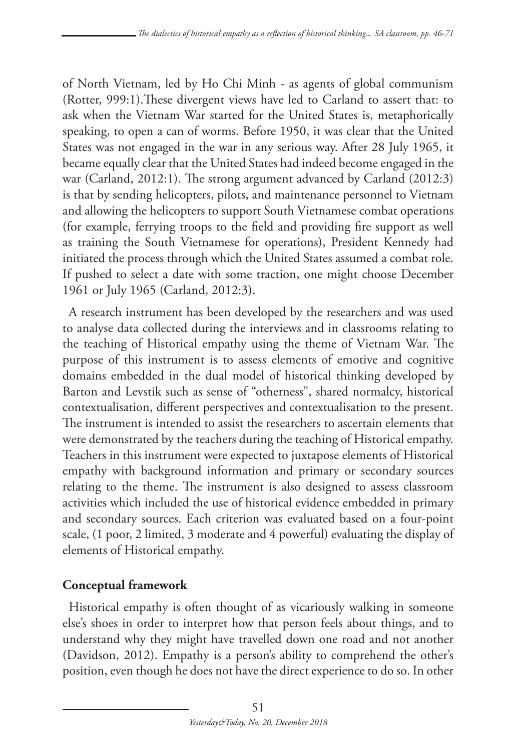of North Vietnam, led by Ho Chi Minh - as agents of global communism (Rotter, 999:1).These divergent views have led to Carland to assert that: to ask when the Vietnam War started for the United States is, metaphorically speaking, to open a can of worms. Before 1950, it was clear that the United States was not engaged in the war in any serious way. After 28 July 1965, it became equally clear that the United States had indeed become engaged in the war (Carland, 2012:1). The strong argument advanced by Carland (2012:3) is that by sending helicopters, pilots, and maintenance personnel to Vietnam and allowing the helicopters to support South Vietnamese combat operations (for example, ferrying troops to the field and providing fire support as well as training the South Vietnamese for operations), President Kennedy had initiated the process through which the United States assumed a combat role. If pushed to select a date with some traction, one might choose December 1961 or July 1965 (Carland, 2012:3).

A research instrument has been developed by the researchers and was used to analyse data collected during the interviews and in classrooms relating to the teaching of Historical empathy using the theme of Vietnam War. The purpose of this instrument is to assess elements of emotive and cognitive domains embedded in the dual model of historical thinking developed by Barton and Levstik such as sense of "otherness", shared normalcy, historical contextualisation, different perspectives and contextualisation to the present. The instrument is intended to assist the researchers to ascertain elements that were demonstrated by the teachers during the teaching of Historical empathy. Teachers in this instrument were expected to juxtapose elements of Historical empathy with background information and primary or secondary sources relating to the theme. The instrument is also designed to assess classroom activities which included the use of historical evidence embedded in primary and secondary sources. Each criterion was evaluated based on a four-point scale, (1 poor, 2 limited, 3 moderate and 4 powerful) evaluating the display of elements of Historical empathy.

## Conceptual framework

Historical empathy is often thought of as vicariously walking in someone else's shoes in order to interpret how that person feels about things, and to understand why they might have travelled down one road and not another (Davidson, 2012). Empathy is a person's ability to comprehend the other's position, even though he does not have the direct experience to do so. In other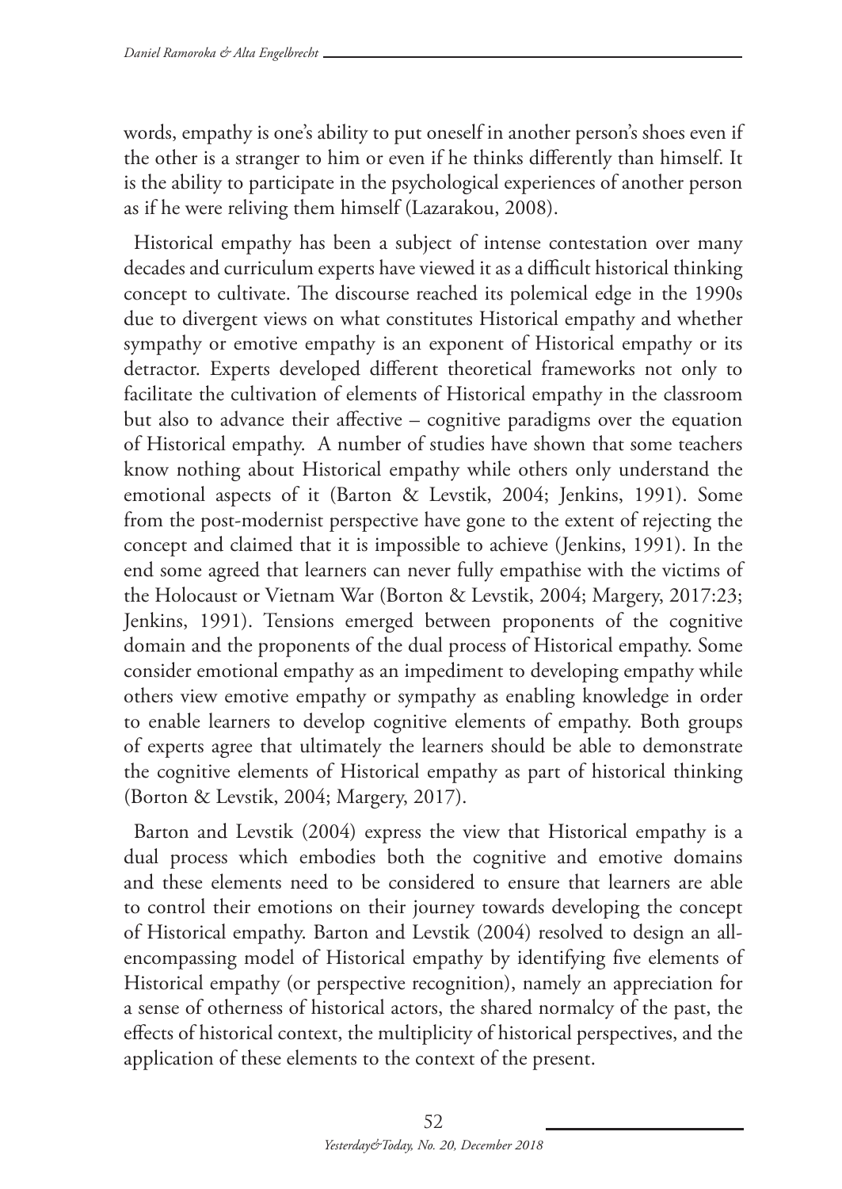words, empathy is one's ability to put oneself in another person's shoes even if the other is a stranger to him or even if he thinks differently than himself. It is the ability to participate in the psychological experiences of another person as if he were reliving them himself (Lazarakou, 2008).

Historical empathy has been a subject of intense contestation over many decades and curriculum experts have viewed it as a difficult historical thinking concept to cultivate. The discourse reached its polemical edge in the 1990s due to divergent views on what constitutes Historical empathy and whether sympathy or emotive empathy is an exponent of Historical empathy or its detractor. Experts developed different theoretical frameworks not only to facilitate the cultivation of elements of Historical empathy in the classroom but also to advance their affective – cognitive paradigms over the equation of Historical empathy. A number of studies have shown that some teachers know nothing about Historical empathy while others only understand the emotional aspects of it (Barton & Levstik, 2004; Jenkins, 1991). Some from the post-modernist perspective have gone to the extent of rejecting the concept and claimed that it is impossible to achieve (Jenkins, 1991). In the end some agreed that learners can never fully empathise with the victims of the Holocaust or Vietnam War (Borton & Levstik, 2004; Margery, 2017:23; Jenkins, 1991). Tensions emerged between proponents of the cognitive domain and the proponents of the dual process of Historical empathy. Some consider emotional empathy as an impediment to developing empathy while others view emotive empathy or sympathy as enabling knowledge in order to enable learners to develop cognitive elements of empathy. Both groups of experts agree that ultimately the learners should be able to demonstrate the cognitive elements of Historical empathy as part of historical thinking (Borton & Levstik, 2004; Margery, 2017).

Barton and Levstik (2004) express the view that Historical empathy is a dual process which embodies both the cognitive and emotive domains and these elements need to be considered to ensure that learners are able to control their emotions on their journey towards developing the concept of Historical empathy. Barton and Levstik (2004) resolved to design an all-encompassing model of Historical empathy by identifying five elements of Historical empathy (or perspective recognition), namely an appreciation for a sense of otherness of historical actors, the shared normalcy of the past, the effects of historical context, the multiplicity of historical perspectives, and the application of these elements to the context of the present.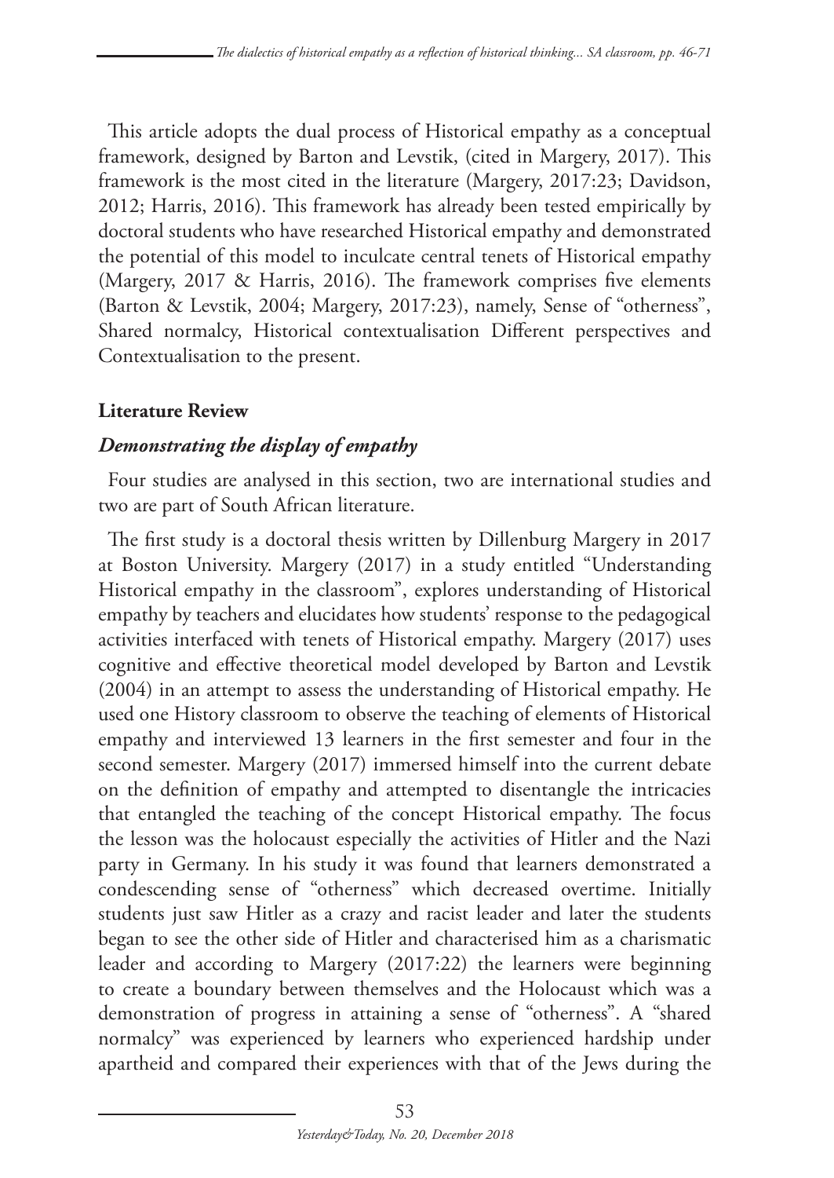This article adopts the dual process of Historical empathy as a conceptual framework, designed by Barton and Levstik, (cited in Margery, 2017). This framework is the most cited in the literature (Margery, 2017:23; Davidson, 2012; Harris, 2016). This framework has already been tested empirically by doctoral students who have researched Historical empathy and demonstrated the potential of this model to inculcate central tenets of Historical empathy (Margery, 2017 & Harris, 2016). The framework comprises five elements (Barton & Levstik, 2004; Margery, 2017:23), namely, Sense of "otherness", Shared normalcy, Historical contextualisation Different perspectives and Contextualisation to the present.

**Literature Review**

### *Demonstrating the display of empathy*

Four studies are analysed in this section, two are international studies and two are part of South African literature.

The first study is a doctoral thesis written by Dillenburg Margery in 2017 at Boston University. Margery (2017) in a study entitled "Understanding Historical empathy in the classroom", explores understanding of Historical empathy by teachers and elucidates how students' response to the pedagogical activities interfaced with tenets of Historical empathy. Margery (2017) uses cognitive and effective theoretical model developed by Barton and Levstik (2004) in an attempt to assess the understanding of Historical empathy. He used one History classroom to observe the teaching of elements of Historical empathy and interviewed 13 learners in the first semester and four in the second semester. Margery (2017) immersed himself into the current debate on the definition of empathy and attempted to disentangle the intricacies that entangled the teaching of the concept Historical empathy. The focus the lesson was the holocaust especially the activities of Hitler and the Nazi party in Germany. In his study it was found that learners demonstrated a condescending sense of "otherness" which decreased overtime. Initially students just saw Hitler as a crazy and racist leader and later the students began to see the other side of Hitler and characterised him as a charismatic leader and according to Margery (2017:22) the learners were beginning to create a boundary between themselves and the Holocaust which was a demonstration of progress in attaining a sense of "otherness". A "shared normalcy" was experienced by learners who experienced hardship under apartheid and compared their experiences with that of the Jews during the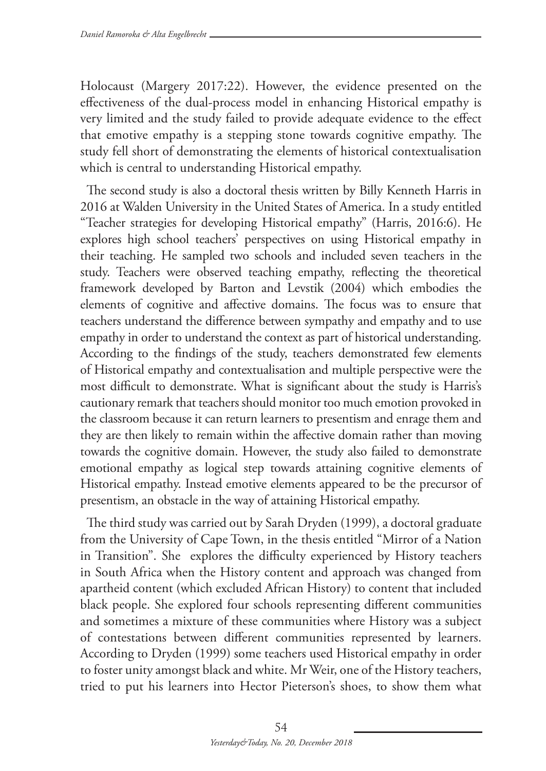Holocaust (Margery 2017:22). However, the evidence presented on the effectiveness of the dual-process model in enhancing Historical empathy is very limited and the study failed to provide adequate evidence to the effect that emotive empathy is a stepping stone towards cognitive empathy. The study fell short of demonstrating the elements of historical contextualisation which is central to understanding Historical empathy.

The second study is also a doctoral thesis written by Billy Kenneth Harris in 2016 at Walden University in the United States of America. In a study entitled "Teacher strategies for developing Historical empathy" (Harris, 2016:6). He explores high school teachers' perspectives on using Historical empathy in their teaching. He sampled two schools and included seven teachers in the study. Teachers were observed teaching empathy, reflecting the theoretical framework developed by Barton and Levstik (2004) which embodies the elements of cognitive and affective domains. The focus was to ensure that teachers understand the difference between sympathy and empathy and to use empathy in order to understand the context as part of historical understanding. According to the findings of the study, teachers demonstrated few elements of Historical empathy and contextualisation and multiple perspective were the most difficult to demonstrate. What is significant about the study is Harris's cautionary remark that teachers should monitor too much emotion provoked in the classroom because it can return learners to presentism and enrage them and they are then likely to remain within the affective domain rather than moving towards the cognitive domain. However, the study also failed to demonstrate emotional empathy as logical step towards attaining cognitive elements of Historical empathy. Instead emotive elements appeared to be the precursor of presentism, an obstacle in the way of attaining Historical empathy.

The third study was carried out by Sarah Dryden (1999), a doctoral graduate from the University of Cape Town, in the thesis entitled "Mirror of a Nation in Transition". She explores the difficulty experienced by History teachers in South Africa when the History content and approach was changed from apartheid content (which excluded African History) to content that included black people. She explored four schools representing different communities and sometimes a mixture of these communities where History was a subject of contestations between different communities represented by learners. According to Dryden (1999) some teachers used Historical empathy in order to foster unity amongst black and white. Mr Weir, one of the History teachers, tried to put his learners into Hector Pieterson's shoes, to show them what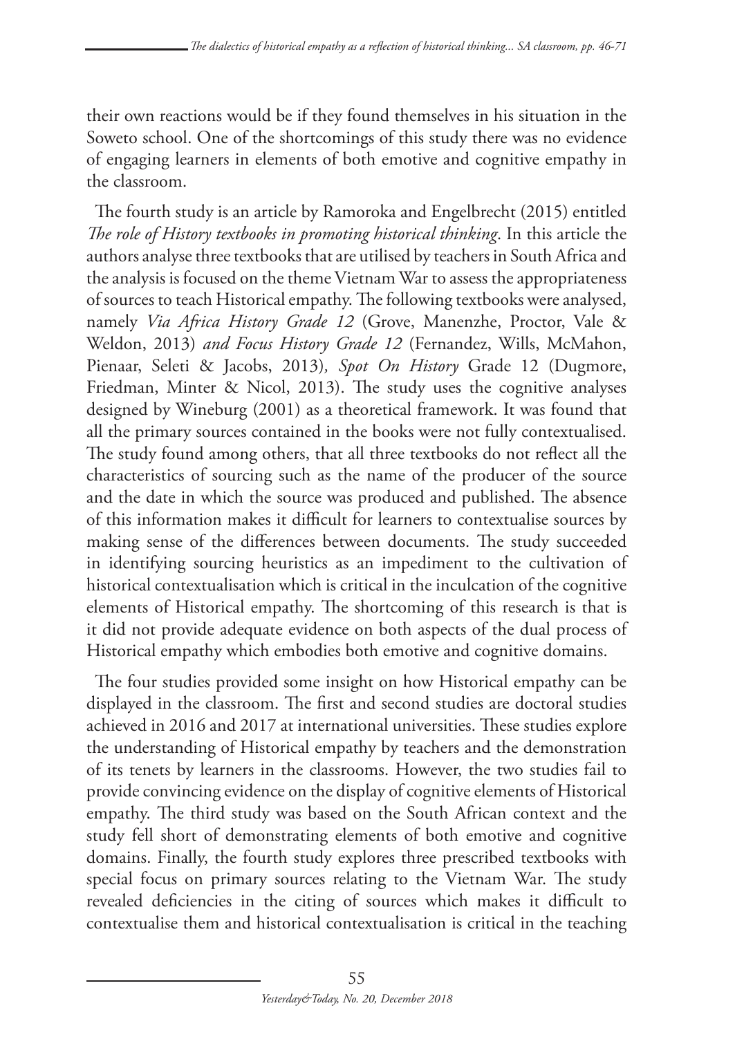their own reactions would be if they found themselves in his situation in the Soweto school. One of the shortcomings of this study there was no evidence of engaging learners in elements of both emotive and cognitive empathy in the classroom.

The fourth study is an article by Ramoroka and Engelbrecht (2015) entitled *The role of History textbooks in promoting historical thinking*. In this article the authors analyse three textbooks that are utilised by teachers in South Africa and the analysis is focused on the theme Vietnam War to assess the appropriateness of sources to teach Historical empathy. The following textbooks were analysed, namely *Via Africa History Grade 12* (Grove, Manenzhe, Proctor, Vale & Weldon, 2013) *and Focus History Grade 12* (Fernandez, Wills, McMahon, Pienaar, Seleti & Jacobs, 2013)*, Spot On History* Grade 12 (Dugmore, Friedman, Minter & Nicol, 2013). The study uses the cognitive analyses designed by Wineburg (2001) as a theoretical framework. It was found that all the primary sources contained in the books were not fully contextualised. The study found among others, that all three textbooks do not reflect all the characteristics of sourcing such as the name of the producer of the source and the date in which the source was produced and published. The absence of this information makes it difficult for learners to contextualise sources by making sense of the differences between documents. The study succeeded in identifying sourcing heuristics as an impediment to the cultivation of historical contextualisation which is critical in the inculcation of the cognitive elements of Historical empathy. The shortcoming of this research is that is it did not provide adequate evidence on both aspects of the dual process of Historical empathy which embodies both emotive and cognitive domains.

The four studies provided some insight on how Historical empathy can be displayed in the classroom. The first and second studies are doctoral studies achieved in 2016 and 2017 at international universities. These studies explore the understanding of Historical empathy by teachers and the demonstration of its tenets by learners in the classrooms. However, the two studies fail to provide convincing evidence on the display of cognitive elements of Historical empathy. The third study was based on the South African context and the study fell short of demonstrating elements of both emotive and cognitive domains. Finally, the fourth study explores three prescribed textbooks with special focus on primary sources relating to the Vietnam War. The study revealed deficiencies in the citing of sources which makes it difficult to contextualise them and historical contextualisation is critical in the teaching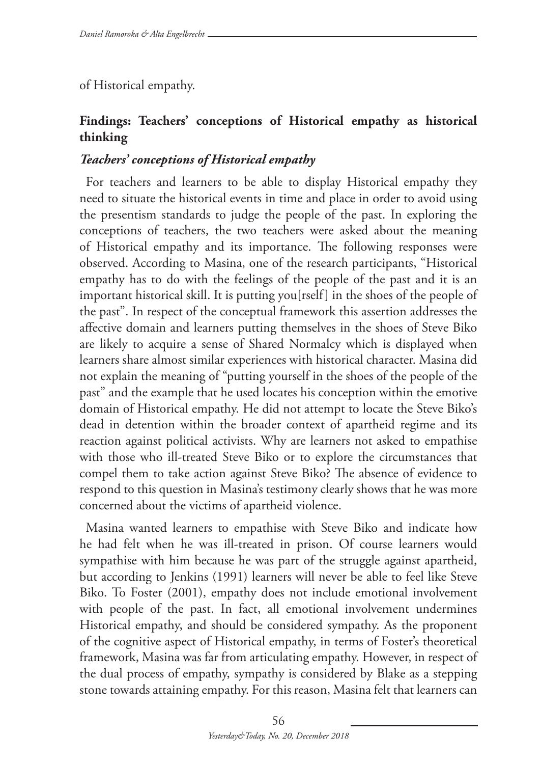of Historical empathy.

## Findings: Teachers' conceptions of Historical empathy as historical thinking

### *Teachers' conceptions of Historical empathy*

For teachers and learners to be able to display Historical empathy they need to situate the historical events in time and place in order to avoid using the presentism standards to judge the people of the past. In exploring the conceptions of teachers, the two teachers were asked about the meaning of Historical empathy and its importance. The following responses were observed. According to Masina, one of the research participants, "Historical empathy has to do with the feelings of the people of the past and it is an important historical skill. It is putting you[rself] in the shoes of the people of the past". In respect of the conceptual framework this assertion addresses the affective domain and learners putting themselves in the shoes of Steve Biko are likely to acquire a sense of Shared Normalcy which is displayed when learners share almost similar experiences with historical character. Masina did not explain the meaning of "putting yourself in the shoes of the people of the past" and the example that he used locates his conception within the emotive domain of Historical empathy. He did not attempt to locate the Steve Biko's dead in detention within the broader context of apartheid regime and its reaction against political activists. Why are learners not asked to empathise with those who ill-treated Steve Biko or to explore the circumstances that compel them to take action against Steve Biko? The absence of evidence to respond to this question in Masina's testimony clearly shows that he was more concerned about the victims of apartheid violence.

Masina wanted learners to empathise with Steve Biko and indicate how he had felt when he was ill-treated in prison. Of course learners would sympathise with him because he was part of the struggle against apartheid, but according to Jenkins (1991) learners will never be able to feel like Steve Biko. To Foster (2001), empathy does not include emotional involvement with people of the past. In fact, all emotional involvement undermines Historical empathy, and should be considered sympathy. As the proponent of the cognitive aspect of Historical empathy, in terms of Foster's theoretical framework, Masina was far from articulating empathy. However, in respect of the dual process of empathy, sympathy is considered by Blake as a stepping stone towards attaining empathy. For this reason, Masina felt that learners can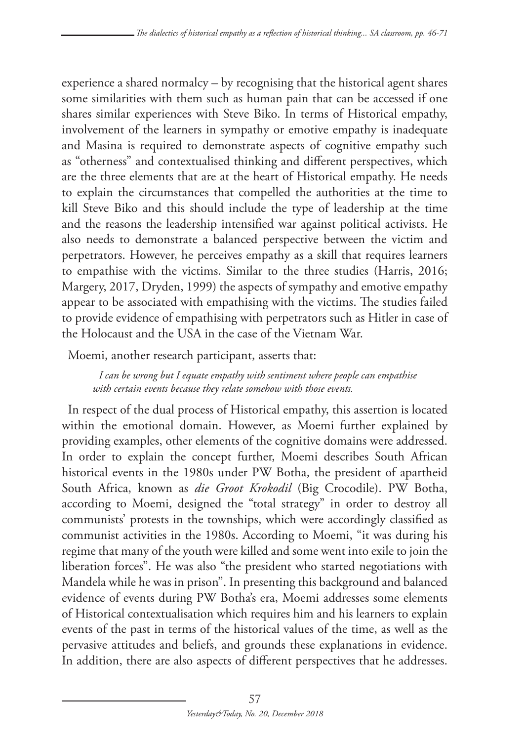experience a shared normalcy – by recognising that the historical agent shares some similarities with them such as human pain that can be accessed if one shares similar experiences with Steve Biko. In terms of Historical empathy, involvement of the learners in sympathy or emotive empathy is inadequate and Masina is required to demonstrate aspects of cognitive empathy such as "otherness" and contextualised thinking and different perspectives, which are the three elements that are at the heart of Historical empathy. He needs to explain the circumstances that compelled the authorities at the time to kill Steve Biko and this should include the type of leadership at the time and the reasons the leadership intensified war against political activists. He also needs to demonstrate a balanced perspective between the victim and perpetrators. However, he perceives empathy as a skill that requires learners to empathise with the victims. Similar to the three studies (Harris, 2016; Margery, 2017, Dryden, 1999) the aspects of sympathy and emotive empathy appear to be associated with empathising with the victims. The studies failed to provide evidence of empathising with perpetrators such as Hitler in case of the Holocaust and the USA in the case of the Vietnam War.

Moemi, another research participant, asserts that:

> *I can be wrong but I equate empathy with sentiment where people can empathise with certain events because they relate somehow with those events.*

In respect of the dual process of Historical empathy, this assertion is located within the emotional domain. However, as Moemi further explained by providing examples, other elements of the cognitive domains were addressed. In order to explain the concept further, Moemi describes South African historical events in the 1980s under PW Botha, the president of apartheid South Africa, known as *die Groot Krokodil* (Big Crocodile). PW Botha, according to Moemi, designed the "total strategy" in order to destroy all communists' protests in the townships, which were accordingly classified as communist activities in the 1980s. According to Moemi, "it was during his regime that many of the youth were killed and some went into exile to join the liberation forces". He was also "the president who started negotiations with Mandela while he was in prison". In presenting this background and balanced evidence of events during PW Botha's era, Moemi addresses some elements of Historical contextualisation which requires him and his learners to explain events of the past in terms of the historical values of the time, as well as the pervasive attitudes and beliefs, and grounds these explanations in evidence. In addition, there are also aspects of different perspectives that he addresses.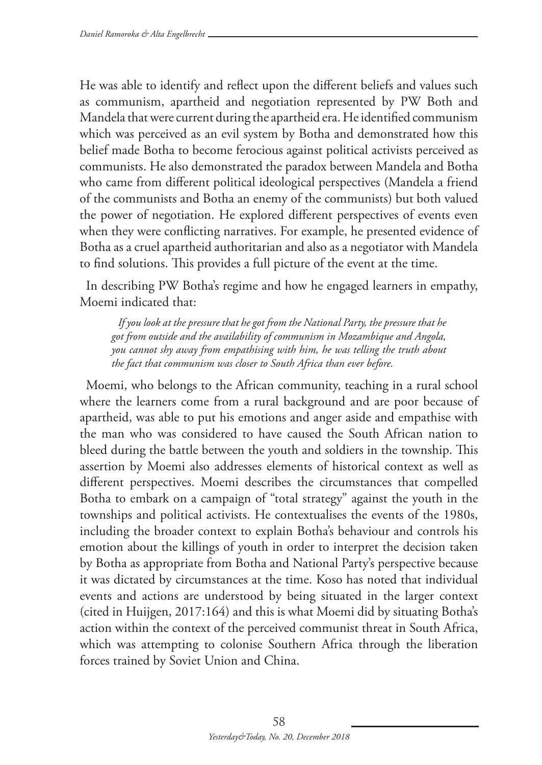He was able to identify and reflect upon the different beliefs and values such as communism, apartheid and negotiation represented by PW Both and Mandela that were current during the apartheid era. He identified communism which was perceived as an evil system by Botha and demonstrated how this belief made Botha to become ferocious against political activists perceived as communists. He also demonstrated the paradox between Mandela and Botha who came from different political ideological perspectives (Mandela a friend of the communists and Botha an enemy of the communists) but both valued the power of negotiation. He explored different perspectives of events even when they were conflicting narratives. For example, he presented evidence of Botha as a cruel apartheid authoritarian and also as a negotiator with Mandela to find solutions. This provides a full picture of the event at the time.

In describing PW Botha's regime and how he engaged learners in empathy, Moemi indicated that:

> *If you look at the pressure that he got from the National Party, the pressure that he got from outside and the availability of communism in Mozambique and Angola, you cannot shy away from empathising with him, he was telling the truth about the fact that communism was closer to South Africa than ever before.*

Moemi, who belongs to the African community, teaching in a rural school where the learners come from a rural background and are poor because of apartheid, was able to put his emotions and anger aside and empathise with the man who was considered to have caused the South African nation to bleed during the battle between the youth and soldiers in the township. This assertion by Moemi also addresses elements of historical context as well as different perspectives. Moemi describes the circumstances that compelled Botha to embark on a campaign of "total strategy" against the youth in the townships and political activists. He contextualises the events of the 1980s, including the broader context to explain Botha's behaviour and controls his emotion about the killings of youth in order to interpret the decision taken by Botha as appropriate from Botha and National Party's perspective because it was dictated by circumstances at the time. Koso has noted that individual events and actions are understood by being situated in the larger context (cited in Huijgen, 2017:164) and this is what Moemi did by situating Botha's action within the context of the perceived communist threat in South Africa, which was attempting to colonise Southern Africa through the liberation forces trained by Soviet Union and China.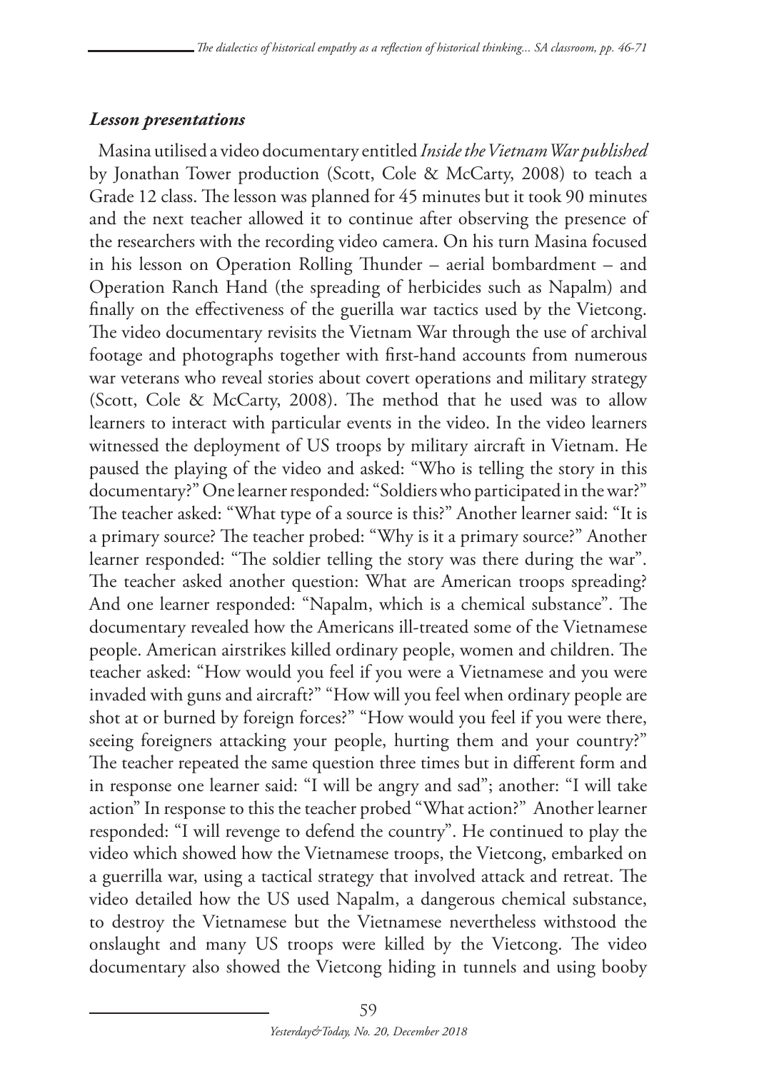### *Lesson presentations*

Masina utilised a video documentary entitled *Inside the Vietnam War published* by Jonathan Tower production (Scott, Cole & McCarty, 2008) to teach a Grade 12 class. The lesson was planned for 45 minutes but it took 90 minutes and the next teacher allowed it to continue after observing the presence of the researchers with the recording video camera. On his turn Masina focused in his lesson on Operation Rolling Thunder – aerial bombardment – and Operation Ranch Hand (the spreading of herbicides such as Napalm) and finally on the effectiveness of the guerilla war tactics used by the Vietcong. The video documentary revisits the Vietnam War through the use of archival footage and photographs together with first-hand accounts from numerous war veterans who reveal stories about covert operations and military strategy (Scott, Cole & McCarty, 2008). The method that he used was to allow learners to interact with particular events in the video. In the video learners witnessed the deployment of US troops by military aircraft in Vietnam. He paused the playing of the video and asked: "Who is telling the story in this documentary?" One learner responded: "Soldiers who participated in the war?" The teacher asked: "What type of a source is this?" Another learner said: "It is a primary source? The teacher probed: "Why is it a primary source?" Another learner responded: "The soldier telling the story was there during the war". The teacher asked another question: What are American troops spreading? And one learner responded: "Napalm, which is a chemical substance". The documentary revealed how the Americans ill-treated some of the Vietnamese people. American airstrikes killed ordinary people, women and children. The teacher asked: "How would you feel if you were a Vietnamese and you were invaded with guns and aircraft?" "How will you feel when ordinary people are shot at or burned by foreign forces?" "How would you feel if you were there, seeing foreigners attacking your people, hurting them and your country?" The teacher repeated the same question three times but in different form and in response one learner said: "I will be angry and sad"; another: "I will take action" In response to this the teacher probed "What action?" Another learner responded: "I will revenge to defend the country". He continued to play the video which showed how the Vietnamese troops, the Vietcong, embarked on a guerrilla war, using a tactical strategy that involved attack and retreat. The video detailed how the US used Napalm, a dangerous chemical substance, to destroy the Vietnamese but the Vietnamese nevertheless withstood the onslaught and many US troops were killed by the Vietcong. The video documentary also showed the Vietcong hiding in tunnels and using booby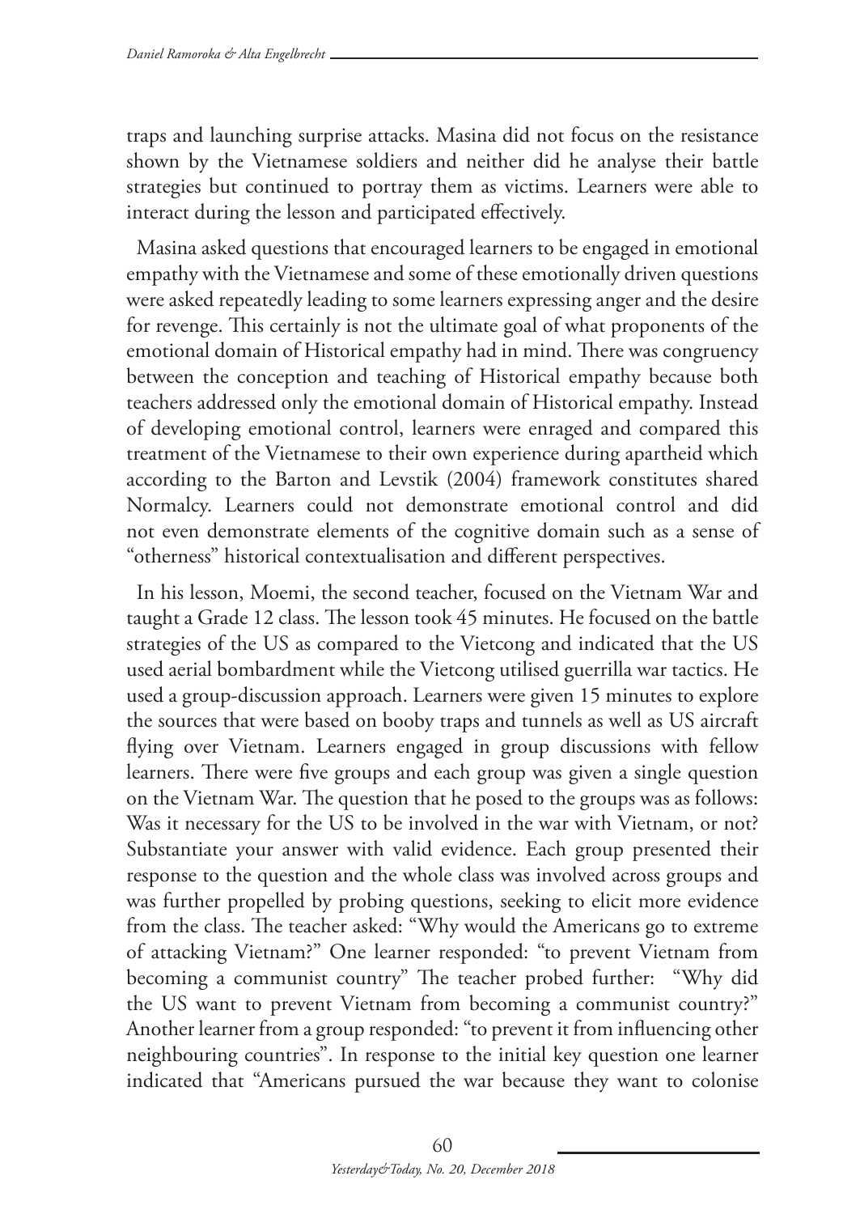traps and launching surprise attacks. Masina did not focus on the resistance shown by the Vietnamese soldiers and neither did he analyse their battle strategies but continued to portray them as victims. Learners were able to interact during the lesson and participated effectively.

Masina asked questions that encouraged learners to be engaged in emotional empathy with the Vietnamese and some of these emotionally driven questions were asked repeatedly leading to some learners expressing anger and the desire for revenge. This certainly is not the ultimate goal of what proponents of the emotional domain of Historical empathy had in mind. There was congruency between the conception and teaching of Historical empathy because both teachers addressed only the emotional domain of Historical empathy. Instead of developing emotional control, learners were enraged and compared this treatment of the Vietnamese to their own experience during apartheid which according to the Barton and Levstik (2004) framework constitutes shared Normalcy. Learners could not demonstrate emotional control and did not even demonstrate elements of the cognitive domain such as a sense of "otherness" historical contextualisation and different perspectives.

In his lesson, Moemi, the second teacher, focused on the Vietnam War and taught a Grade 12 class. The lesson took 45 minutes. He focused on the battle strategies of the US as compared to the Vietcong and indicated that the US used aerial bombardment while the Vietcong utilised guerrilla war tactics. He used a group-discussion approach. Learners were given 15 minutes to explore the sources that were based on booby traps and tunnels as well as US aircraft flying over Vietnam. Learners engaged in group discussions with fellow learners. There were five groups and each group was given a single question on the Vietnam War. The question that he posed to the groups was as follows: Was it necessary for the US to be involved in the war with Vietnam, or not? Substantiate your answer with valid evidence. Each group presented their response to the question and the whole class was involved across groups and was further propelled by probing questions, seeking to elicit more evidence from the class. The teacher asked: "Why would the Americans go to extreme of attacking Vietnam?" One learner responded: "to prevent Vietnam from becoming a communist country" The teacher probed further: "Why did the US want to prevent Vietnam from becoming a communist country?" Another learner from a group responded: "to prevent it from influencing other neighbouring countries". In response to the initial key question one learner indicated that "Americans pursued the war because they want to colonise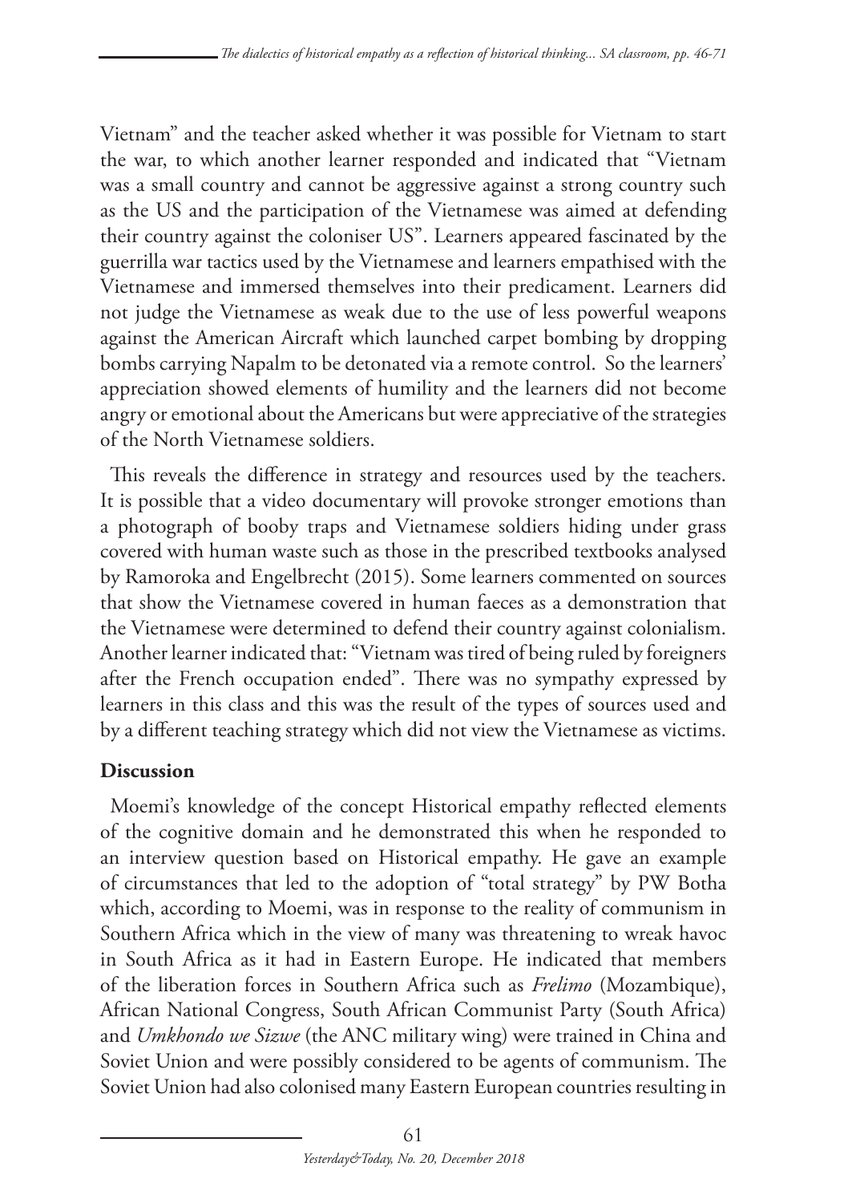Vietnam" and the teacher asked whether it was possible for Vietnam to start the war, to which another learner responded and indicated that "Vietnam was a small country and cannot be aggressive against a strong country such as the US and the participation of the Vietnamese was aimed at defending their country against the coloniser US". Learners appeared fascinated by the guerrilla war tactics used by the Vietnamese and learners empathised with the Vietnamese and immersed themselves into their predicament. Learners did not judge the Vietnamese as weak due to the use of less powerful weapons against the American Aircraft which launched carpet bombing by dropping bombs carrying Napalm to be detonated via a remote control. So the learners' appreciation showed elements of humility and the learners did not become angry or emotional about the Americans but were appreciative of the strategies of the North Vietnamese soldiers.

This reveals the difference in strategy and resources used by the teachers. It is possible that a video documentary will provoke stronger emotions than a photograph of booby traps and Vietnamese soldiers hiding under grass covered with human waste such as those in the prescribed textbooks analysed by Ramoroka and Engelbrecht (2015). Some learners commented on sources that show the Vietnamese covered in human faeces as a demonstration that the Vietnamese were determined to defend their country against colonialism. Another learner indicated that: "Vietnam was tired of being ruled by foreigners after the French occupation ended". There was no sympathy expressed by learners in this class and this was the result of the types of sources used and by a different teaching strategy which did not view the Vietnamese as victims.

## Discussion

Moemi's knowledge of the concept Historical empathy reflected elements of the cognitive domain and he demonstrated this when he responded to an interview question based on Historical empathy. He gave an example of circumstances that led to the adoption of "total strategy" by PW Botha which, according to Moemi, was in response to the reality of communism in Southern Africa which in the view of many was threatening to wreak havoc in South Africa as it had in Eastern Europe. He indicated that members of the liberation forces in Southern Africa such as *Frelimo* (Mozambique), African National Congress, South African Communist Party (South Africa) and *Umkhondo we Sizwe* (the ANC military wing) were trained in China and Soviet Union and were possibly considered to be agents of communism. The Soviet Union had also colonised many Eastern European countries resulting in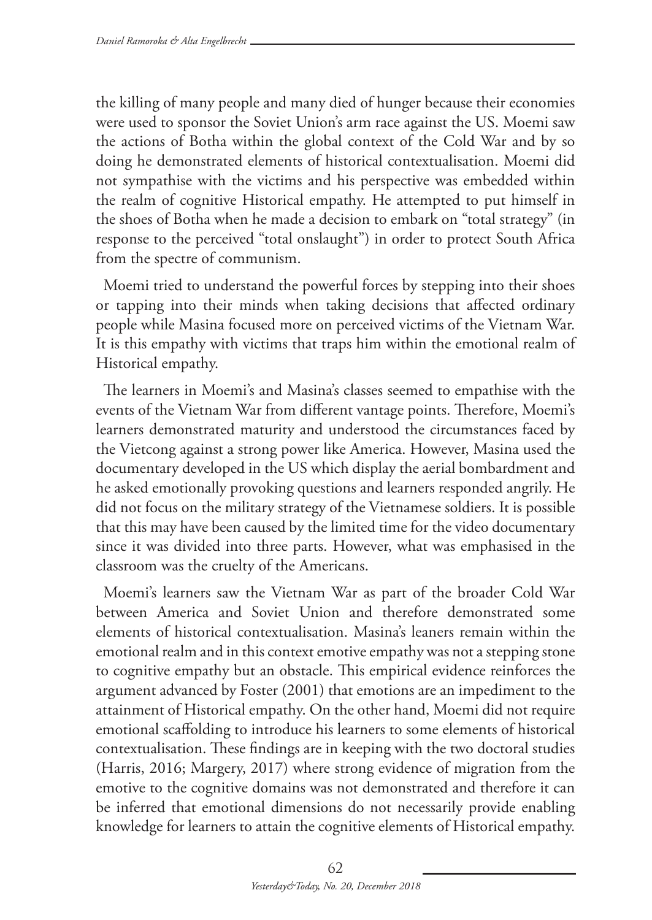the killing of many people and many died of hunger because their economies were used to sponsor the Soviet Union's arm race against the US. Moemi saw the actions of Botha within the global context of the Cold War and by so doing he demonstrated elements of historical contextualisation. Moemi did not sympathise with the victims and his perspective was embedded within the realm of cognitive Historical empathy. He attempted to put himself in the shoes of Botha when he made a decision to embark on "total strategy" (in response to the perceived "total onslaught") in order to protect South Africa from the spectre of communism.

Moemi tried to understand the powerful forces by stepping into their shoes or tapping into their minds when taking decisions that affected ordinary people while Masina focused more on perceived victims of the Vietnam War. It is this empathy with victims that traps him within the emotional realm of Historical empathy.

The learners in Moemi's and Masina's classes seemed to empathise with the events of the Vietnam War from different vantage points. Therefore, Moemi's learners demonstrated maturity and understood the circumstances faced by the Vietcong against a strong power like America. However, Masina used the documentary developed in the US which display the aerial bombardment and he asked emotionally provoking questions and learners responded angrily. He did not focus on the military strategy of the Vietnamese soldiers. It is possible that this may have been caused by the limited time for the video documentary since it was divided into three parts. However, what was emphasised in the classroom was the cruelty of the Americans.

Moemi's learners saw the Vietnam War as part of the broader Cold War between America and Soviet Union and therefore demonstrated some elements of historical contextualisation. Masina's leaners remain within the emotional realm and in this context emotive empathy was not a stepping stone to cognitive empathy but an obstacle. This empirical evidence reinforces the argument advanced by Foster (2001) that emotions are an impediment to the attainment of Historical empathy. On the other hand, Moemi did not require emotional scaffolding to introduce his learners to some elements of historical contextualisation. These findings are in keeping with the two doctoral studies (Harris, 2016; Margery, 2017) where strong evidence of migration from the emotive to the cognitive domains was not demonstrated and therefore it can be inferred that emotional dimensions do not necessarily provide enabling knowledge for learners to attain the cognitive elements of Historical empathy.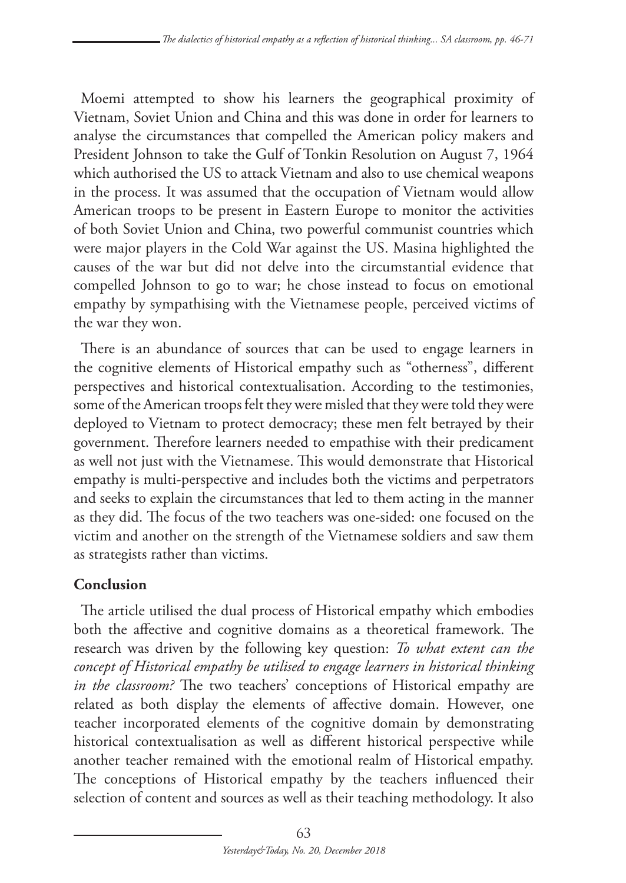Moemi attempted to show his learners the geographical proximity of Vietnam, Soviet Union and China and this was done in order for learners to analyse the circumstances that compelled the American policy makers and President Johnson to take the Gulf of Tonkin Resolution on August 7, 1964 which authorised the US to attack Vietnam and also to use chemical weapons in the process. It was assumed that the occupation of Vietnam would allow American troops to be present in Eastern Europe to monitor the activities of both Soviet Union and China, two powerful communist countries which were major players in the Cold War against the US. Masina highlighted the causes of the war but did not delve into the circumstantial evidence that compelled Johnson to go to war; he chose instead to focus on emotional empathy by sympathising with the Vietnamese people, perceived victims of the war they won.

There is an abundance of sources that can be used to engage learners in the cognitive elements of Historical empathy such as "otherness", different perspectives and historical contextualisation. According to the testimonies, some of the American troops felt they were misled that they were told they were deployed to Vietnam to protect democracy; these men felt betrayed by their government. Therefore learners needed to empathise with their predicament as well not just with the Vietnamese. This would demonstrate that Historical empathy is multi-perspective and includes both the victims and perpetrators and seeks to explain the circumstances that led to them acting in the manner as they did. The focus of the two teachers was one-sided: one focused on the victim and another on the strength of the Vietnamese soldiers and saw them as strategists rather than victims.

## Conclusion

The article utilised the dual process of Historical empathy which embodies both the affective and cognitive domains as a theoretical framework. The research was driven by the following key question: *To what extent can the concept of Historical empathy be utilised to engage learners in historical thinking in the classroom?* The two teachers' conceptions of Historical empathy are related as both display the elements of affective domain. However, one teacher incorporated elements of the cognitive domain by demonstrating historical contextualisation as well as different historical perspective while another teacher remained with the emotional realm of Historical empathy. The conceptions of Historical empathy by the teachers influenced their selection of content and sources as well as their teaching methodology. It also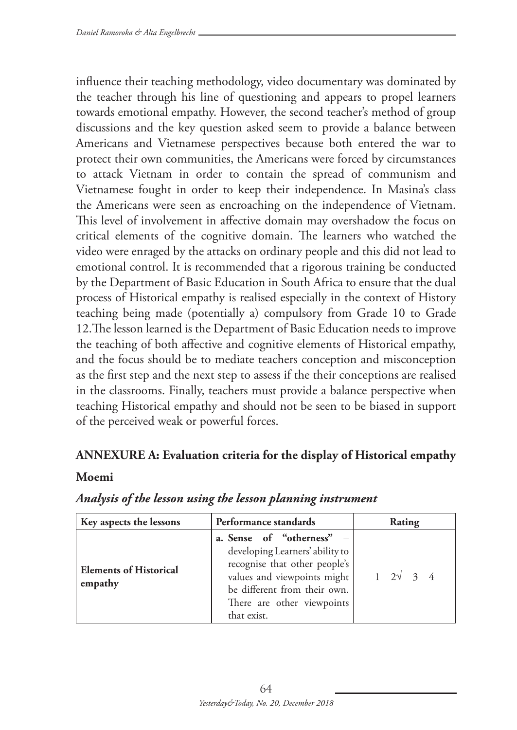influence their teaching methodology, video documentary was dominated by the teacher through his line of questioning and appears to propel learners towards emotional empathy. However, the second teacher's method of group discussions and the key question asked seem to provide a balance between Americans and Vietnamese perspectives because both entered the war to protect their own communities, the Americans were forced by circumstances to attack Vietnam in order to contain the spread of communism and Vietnamese fought in order to keep their independence. In Masina's class the Americans were seen as encroaching on the independence of Vietnam. This level of involvement in affective domain may overshadow the focus on critical elements of the cognitive domain. The learners who watched the video were enraged by the attacks on ordinary people and this did not lead to emotional control. It is recommended that a rigorous training be conducted by the Department of Basic Education in South Africa to ensure that the dual process of Historical empathy is realised especially in the context of History teaching being made (potentially a) compulsory from Grade 10 to Grade 12.The lesson learned is the Department of Basic Education needs to improve the teaching of both affective and cognitive elements of Historical empathy, and the focus should be to mediate teachers conception and misconception as the first step and the next step to assess if the their conceptions are realised in the classrooms. Finally, teachers must provide a balance perspective when teaching Historical empathy and should not be seen to be biased in support of the perceived weak or powerful forces.

## ANNEXURE A: Evaluation criteria for the display of Historical empathy

### Moemi

***Analysis of the lesson using the lesson planning instrument***

| Key aspects the lessons | Performance standards | Rating |
|---|---|---|
| **Elements of Historical empathy** | **a. Sense of "otherness"** – developing Learners' ability to recognise that other people's values and viewpoints might be different from their own. There are other viewpoints that exist. | 1 2√ 3 4 |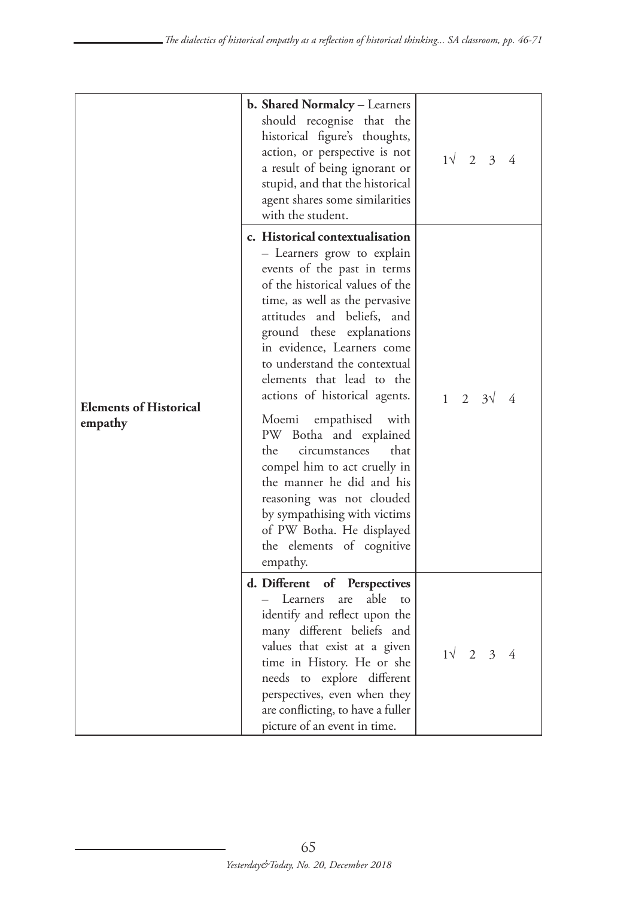| | | |
|---|---|---|
| **Elements of Historical empathy** | **b. Shared Normalcy** – Learners should recognise that the historical figure's thoughts, action, or perspective is not a result of being ignorant or stupid, and that the historical agent shares some similarities with the student. | 1√ 2 3 4 |
| | **c. Historical contextualisation** – Learners grow to explain events of the past in terms of the historical values of the time, as well as the pervasive attitudes and beliefs, and ground these explanations in evidence, Learners come to understand the contextual elements that lead to the actions of historical agents.<br><br>Moemi empathised with PW Botha and explained the circumstances that compel him to act cruelly in the manner he did and his reasoning was not clouded by sympathising with victims of PW Botha. He displayed the elements of cognitive empathy. | 1 2 3√ 4 |
| | **d. Different of Perspectives** – Learners are able to identify and reflect upon the many different beliefs and values that exist at a given time in History. He or she needs to explore different perspectives, even when they are conflicting, to have a fuller picture of an event in time. | 1√ 2 3 4 |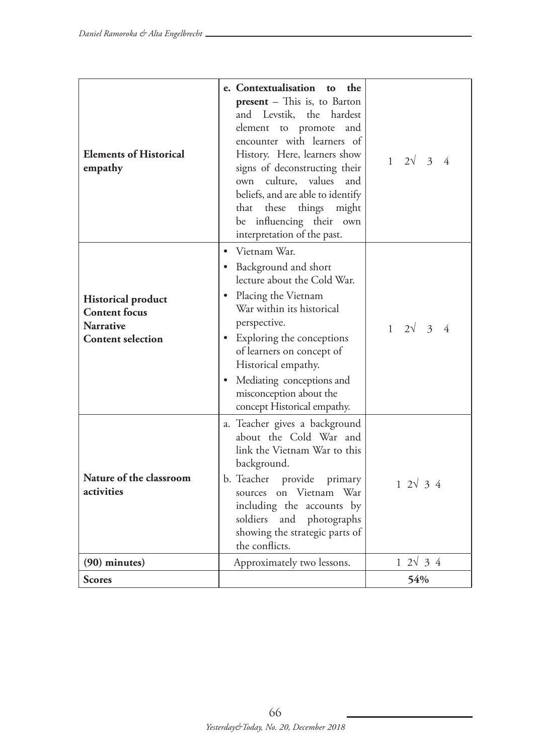| | | |
|---|---|---|
| **Elements of Historical empathy** | **e. Contextualisation to the present** – This is, to Barton and Levstik, the hardest element to promote and encounter with learners of History. Here, learners show signs of deconstructing their own culture, values and beliefs, and are able to identify that these things might be influencing their own interpretation of the past. | 1 2√ 3 4 |
| **Historical product**<br>**Content focus**<br>**Narrative**<br>**Content selection** | • Vietnam War.<br>• Background and short lecture about the Cold War.<br>• Placing the Vietnam War within its historical perspective.<br>• Exploring the conceptions of learners on concept of Historical empathy.<br>• Mediating conceptions and misconception about the concept Historical empathy. | 1 2√ 3 4 |
| **Nature of the classroom activities** | a. Teacher gives a background about the Cold War and link the Vietnam War to this background.<br>b. Teacher provide primary sources on Vietnam War including the accounts by soldiers and photographs showing the strategic parts of the conflicts. | 1 2√ 3 4 |
| **(90) minutes)** | Approximately two lessons. | 1 2√ 3 4 |
| **Scores** | | **54%** |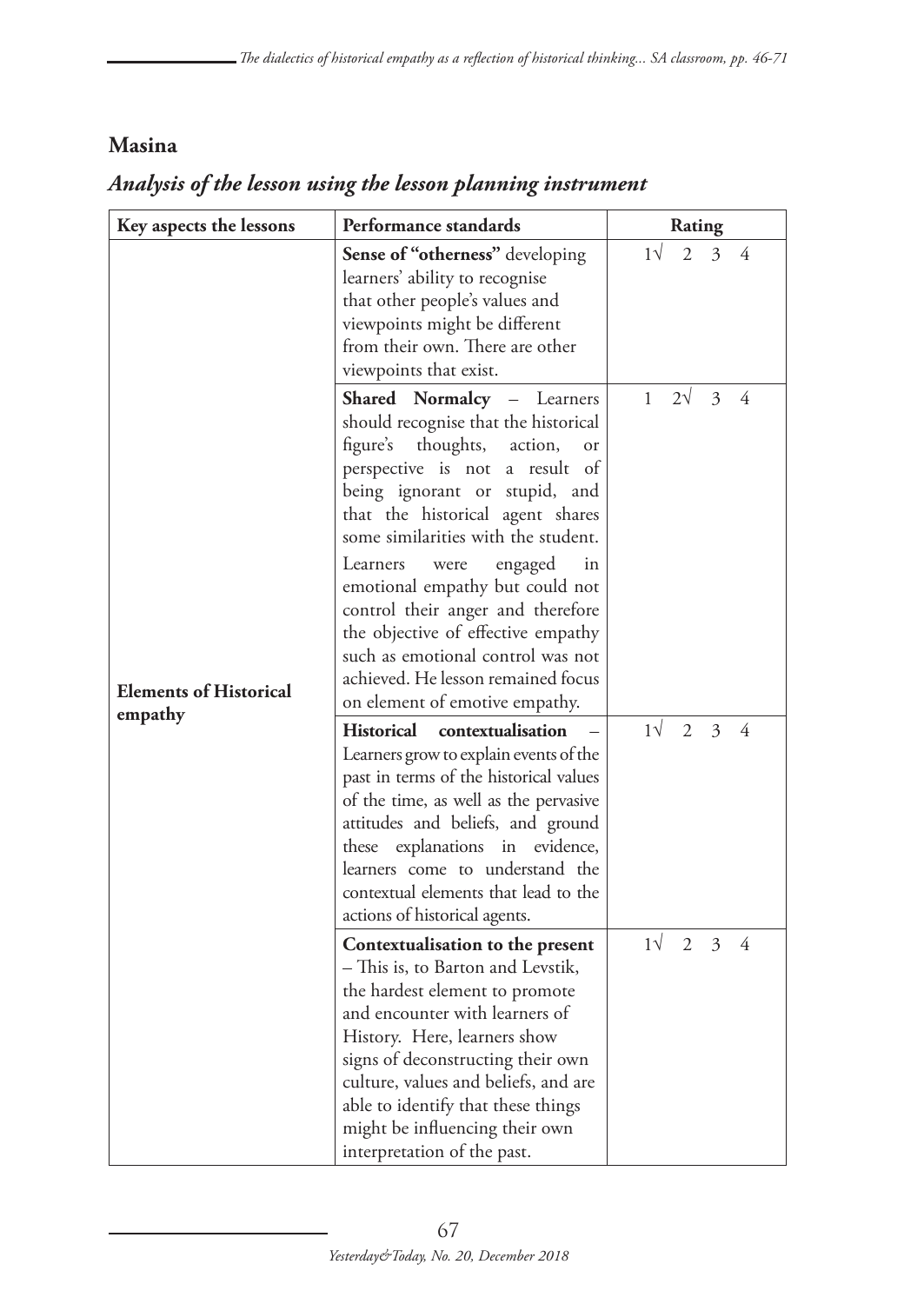## Masina

### *Analysis of the lesson using the lesson planning instrument*

| Key aspects the lessons | Performance standards | Rating |
|---|---|---|
| **Elements of Historical empathy** | **Sense of "otherness"** developing learners' ability to recognise that other people's values and viewpoints might be different from their own. There are other viewpoints that exist. | 1√ 2 3 4 |
| | **Shared Normalcy** – Learners should recognise that the historical figure's thoughts, action, or perspective is not a result of being ignorant or stupid, and that the historical agent shares some similarities with the student. Learners were engaged in emotional empathy but could not control their anger and therefore the objective of effective empathy such as emotional control was not achieved. He lesson remained focus on element of emotive empathy. | 1 2√ 3 4 |
| | **Historical contextualisation** – Learners grow to explain events of the past in terms of the historical values of the time, as well as the pervasive attitudes and beliefs, and ground these explanations in evidence, learners come to understand the contextual elements that lead to the actions of historical agents. | 1√ 2 3 4 |
| | **Contextualisation to the present** – This is, to Barton and Levstik, the hardest element to promote and encounter with learners of History. Here, learners show signs of deconstructing their own culture, values and beliefs, and are able to identify that these things might be influencing their own interpretation of the past. | 1√ 2 3 4 |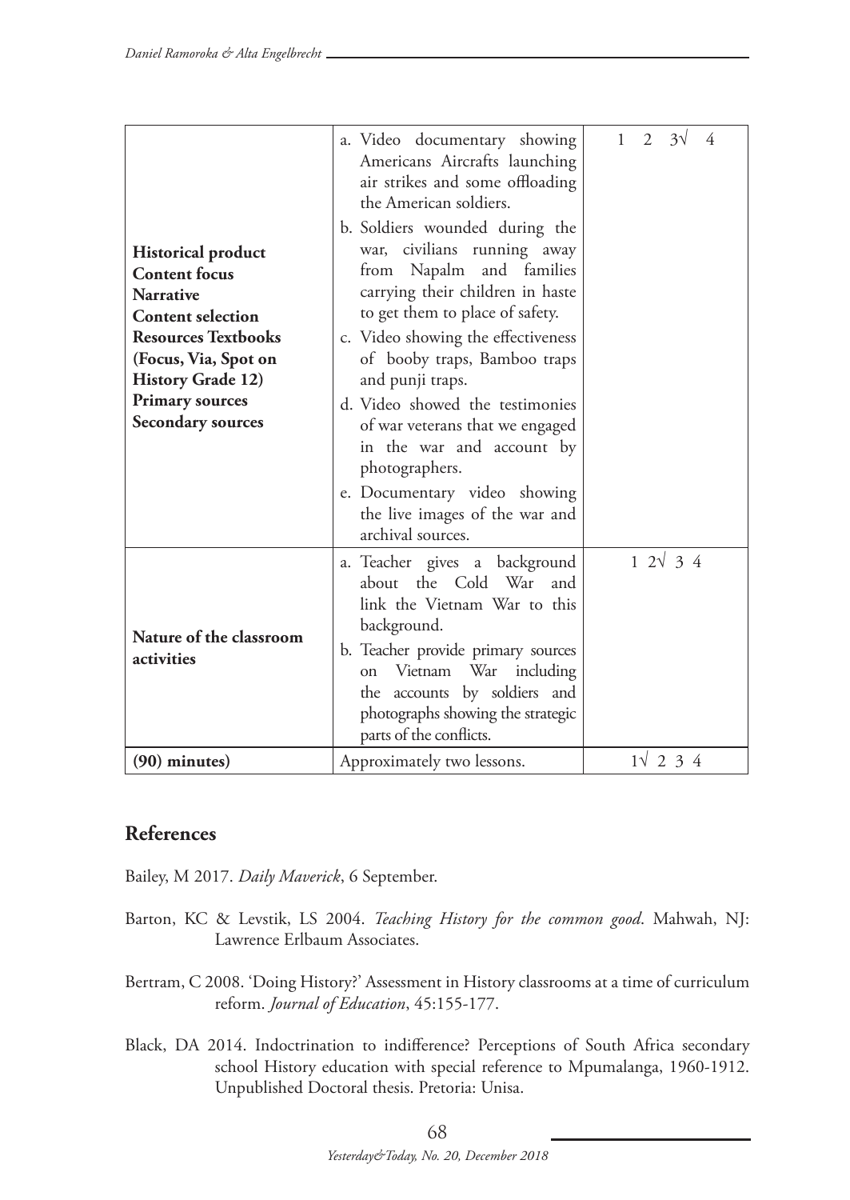| | | |
|---|---|---|
| **Historical product**<br>**Content focus**<br>**Narrative**<br>**Content selection**<br>**Resources Textbooks (Focus, Via, Spot on History Grade 12)**<br>**Primary sources**<br>**Secondary sources** | a. Video documentary showing Americans Aircrafts launching air strikes and some offloading the American soldiers.<br>b. Soldiers wounded during the war, civilians running away from Napalm and families carrying their children in haste to get them to place of safety.<br>c. Video showing the effectiveness of booby traps, Bamboo traps and punji traps.<br>d. Video showed the testimonies of war veterans that we engaged in the war and account by photographers.<br>e. Documentary video showing the live images of the war and archival sources. | 1 2 3√ 4 |
| **Nature of the classroom activities** | a. Teacher gives a background about the Cold War and link the Vietnam War to this background.<br>b. Teacher provide primary sources on Vietnam War including the accounts by soldiers and photographs showing the strategic parts of the conflicts. | 1 2√ 3 4 |
| **(90) minutes)** | Approximately two lessons. | 1√ 2 3 4 |

## References

Bailey, M 2017. *Daily Maverick*, 6 September.

Barton, KC & Levstik, LS 2004. *Teaching History for the common good*. Mahwah, NJ: Lawrence Erlbaum Associates.

Bertram, C 2008. 'Doing History?' Assessment in History classrooms at a time of curriculum reform. *Journal of Education*, 45:155-177.

Black, DA 2014. Indoctrination to indifference? Perceptions of South Africa secondary school History education with special reference to Mpumalanga, 1960-1912. Unpublished Doctoral thesis. Pretoria: Unisa.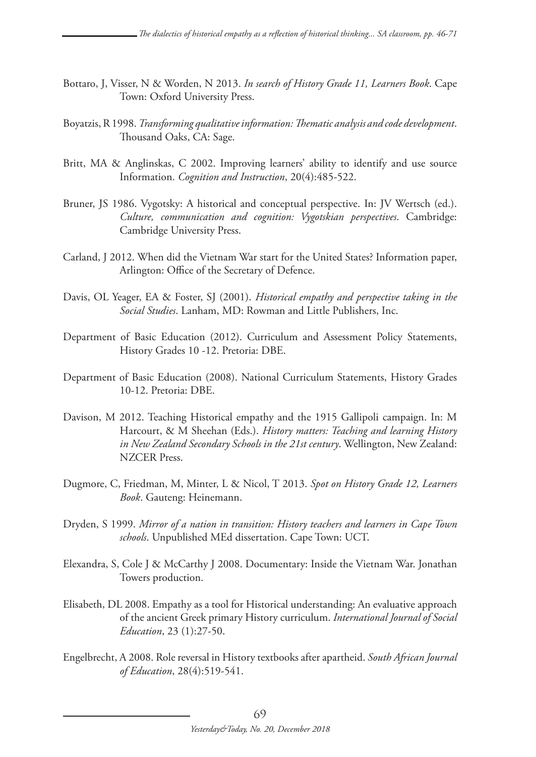Bottaro, J, Visser, N & Worden, N 2013. *In search of History Grade 11, Learners Book*. Cape Town: Oxford University Press.

Boyatzis, R 1998. *Transforming qualitative information: Thematic analysis and code development*. Thousand Oaks, CA: Sage.

Britt, MA & Anglinskas, C 2002. Improving learners' ability to identify and use source Information. *Cognition and Instruction*, 20(4):485-522.

Bruner, JS 1986. Vygotsky: A historical and conceptual perspective. In: JV Wertsch (ed.). *Culture, communication and cognition: Vygotskian perspectives*. Cambridge: Cambridge University Press.

Carland, J 2012. When did the Vietnam War start for the United States? Information paper, Arlington: Office of the Secretary of Defence.

Davis, OL Yeager, EA & Foster, SJ (2001). *Historical empathy and perspective taking in the Social Studies*. Lanham, MD: Rowman and Little Publishers, Inc.

Department of Basic Education (2012). Curriculum and Assessment Policy Statements, History Grades 10 -12. Pretoria: DBE.

Department of Basic Education (2008). National Curriculum Statements, History Grades 10-12. Pretoria: DBE.

Davison, M 2012. Teaching Historical empathy and the 1915 Gallipoli campaign. In: M Harcourt, & M Sheehan (Eds.). *History matters: Teaching and learning History in New Zealand Secondary Schools in the 21st century*. Wellington, New Zealand: NZCER Press.

Dugmore, C, Friedman, M, Minter, L & Nicol, T 2013. *Spot on History Grade 12, Learners Book*. Gauteng: Heinemann.

Dryden, S 1999. *Mirror of a nation in transition: History teachers and learners in Cape Town schools*. Unpublished MEd dissertation. Cape Town: UCT.

Elexandra, S, Cole J & McCarthy J 2008. Documentary: Inside the Vietnam War. Jonathan Towers production.

Elisabeth, DL 2008. Empathy as a tool for Historical understanding: An evaluative approach of the ancient Greek primary History curriculum. *International Journal of Social Education*, 23 (1):27-50.

Engelbrecht, A 2008. Role reversal in History textbooks after apartheid. *South African Journal of Education*, 28(4):519-541.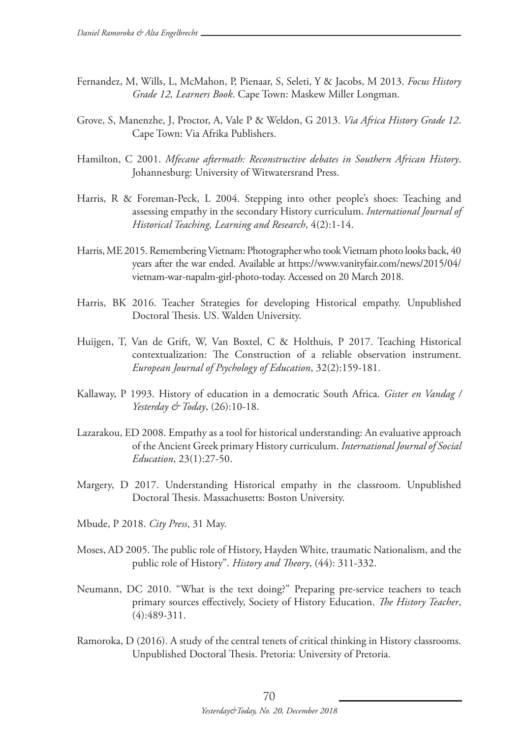Fernandez, M, Wills, L, McMahon, P, Pienaar, S, Seleti, Y & Jacobs, M 2013. *Focus History Grade 12, Learners Book*. Cape Town: Maskew Miller Longman.

Grove, S, Manenzhe, J, Proctor, A, Vale P & Weldon, G 2013. *Via Africa History Grade 12*. Cape Town: Via Afrika Publishers.

Hamilton, C 2001. *Mfecane aftermath: Reconstructive debates in Southern African History*. Johannesburg: University of Witwatersrand Press.

Harris, R & Foreman-Peck, L 2004. Stepping into other people's shoes: Teaching and assessing empathy in the secondary History curriculum. *International Journal of Historical Teaching, Learning and Research*, 4(2):1-14.

Harris, ME 2015. Remembering Vietnam: Photographer who took Vietnam photo looks back, 40 years after the war ended. Available at https://www.vanityfair.com/news/2015/04/vietnam-war-napalm-girl-photo-today. Accessed on 20 March 2018.

Harris, BK 2016. Teacher Strategies for developing Historical empathy. Unpublished Doctoral Thesis. US. Walden University.

Huijgen, T, Van de Grift, W, Van Boxtel, C & Holthuis, P 2017. Teaching Historical contextualization: The Construction of a reliable observation instrument. *European Journal of Psychology of Education*, 32(2):159-181.

Kallaway, P 1993. History of education in a democratic South Africa. *Gister en Vandag / Yesterday & Today*, (26):10-18.

Lazarakou, ED 2008. Empathy as a tool for historical understanding: An evaluative approach of the Ancient Greek primary History curriculum. *International Journal of Social Education*, 23(1):27-50.

Margery, D 2017. Understanding Historical empathy in the classroom. Unpublished Doctoral Thesis. Massachusetts: Boston University.

Mbude, P 2018. *City Press*, 31 May.

Moses, AD 2005. The public role of History, Hayden White, traumatic Nationalism, and the public role of History". *History and Theory*, (44): 311-332.

Neumann, DC 2010. "What is the text doing?" Preparing pre-service teachers to teach primary sources effectively, Society of History Education. *The History Teacher*, (4):489-311.

Ramoroka, D (2016). A study of the central tenets of critical thinking in History classrooms. Unpublished Doctoral Thesis. Pretoria: University of Pretoria.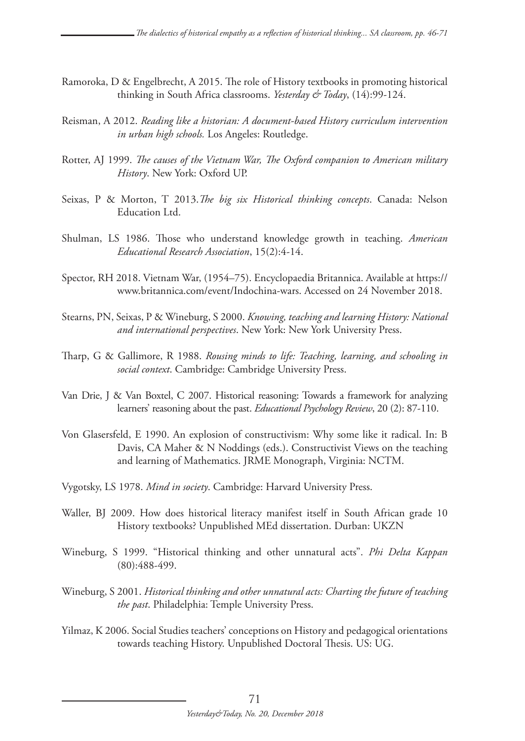Ramoroka, D & Engelbrecht, A 2015. The role of History textbooks in promoting historical thinking in South Africa classrooms. *Yesterday & Today*, (14):99-124.

Reisman, A 2012. *Reading like a historian: A document-based History curriculum intervention in urban high schools.* Los Angeles: Routledge.

Rotter, AJ 1999. *The causes of the Vietnam War, The Oxford companion to American military History*. New York: Oxford UP.

Seixas, P & Morton, T 2013.*The big six Historical thinking concepts*. Canada: Nelson Education Ltd.

Shulman, LS 1986. Those who understand knowledge growth in teaching. *American Educational Research Association*, 15(2):4-14.

Spector, RH 2018. Vietnam War, (1954–75). Encyclopaedia Britannica. Available at https://www.britannica.com/event/Indochina-wars. Accessed on 24 November 2018.

Stearns, PN, Seixas, P & Wineburg, S 2000. *Knowing, teaching and learning History: National and international perspectives*. New York: New York University Press.

Tharp, G & Gallimore, R 1988. *Rousing minds to life: Teaching, learning, and schooling in social context*. Cambridge: Cambridge University Press.

Van Drie, J & Van Boxtel, C 2007. Historical reasoning: Towards a framework for analyzing learners' reasoning about the past. *Educational Psychology Review*, 20 (2): 87-110.

Von Glasersfeld, E 1990. An explosion of constructivism: Why some like it radical. In: B Davis, CA Maher & N Noddings (eds.). Constructivist Views on the teaching and learning of Mathematics. JRME Monograph, Virginia: NCTM.

Vygotsky, LS 1978. *Mind in society*. Cambridge: Harvard University Press.

Waller, BJ 2009. How does historical literacy manifest itself in South African grade 10 History textbooks? Unpublished MEd dissertation. Durban: UKZN

Wineburg, S 1999. "Historical thinking and other unnatural acts". *Phi Delta Kappan* (80):488-499.

Wineburg, S 2001. *Historical thinking and other unnatural acts: Charting the future of teaching the past*. Philadelphia: Temple University Press.

Yilmaz, K 2006. Social Studies teachers' conceptions on History and pedagogical orientations towards teaching History. Unpublished Doctoral Thesis. US: UG.